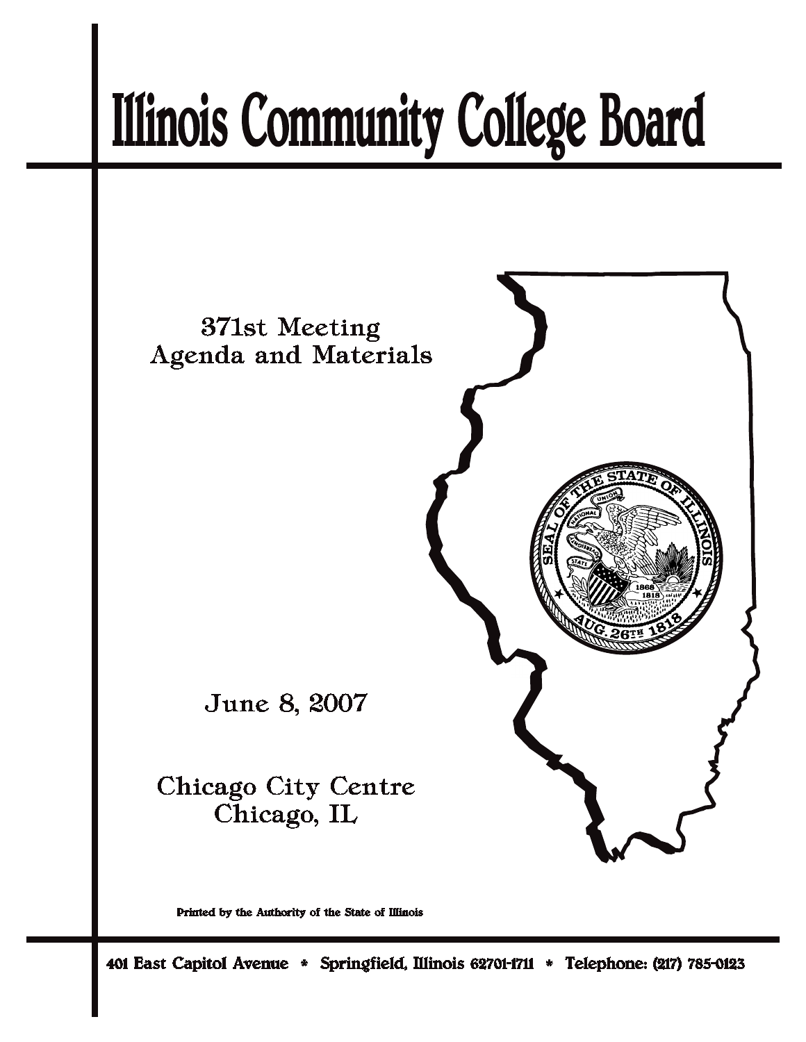# Illinois Community College Board

371st Meeting
Agenda and Materials

June 8, 2007

Chicago City Centre
Chicago, IL

Printed by the Authority of the State of Illinois

401 East Capitol Avenue * Springfield, Illinois 62701-1711 * Telephone: (217) 785-0123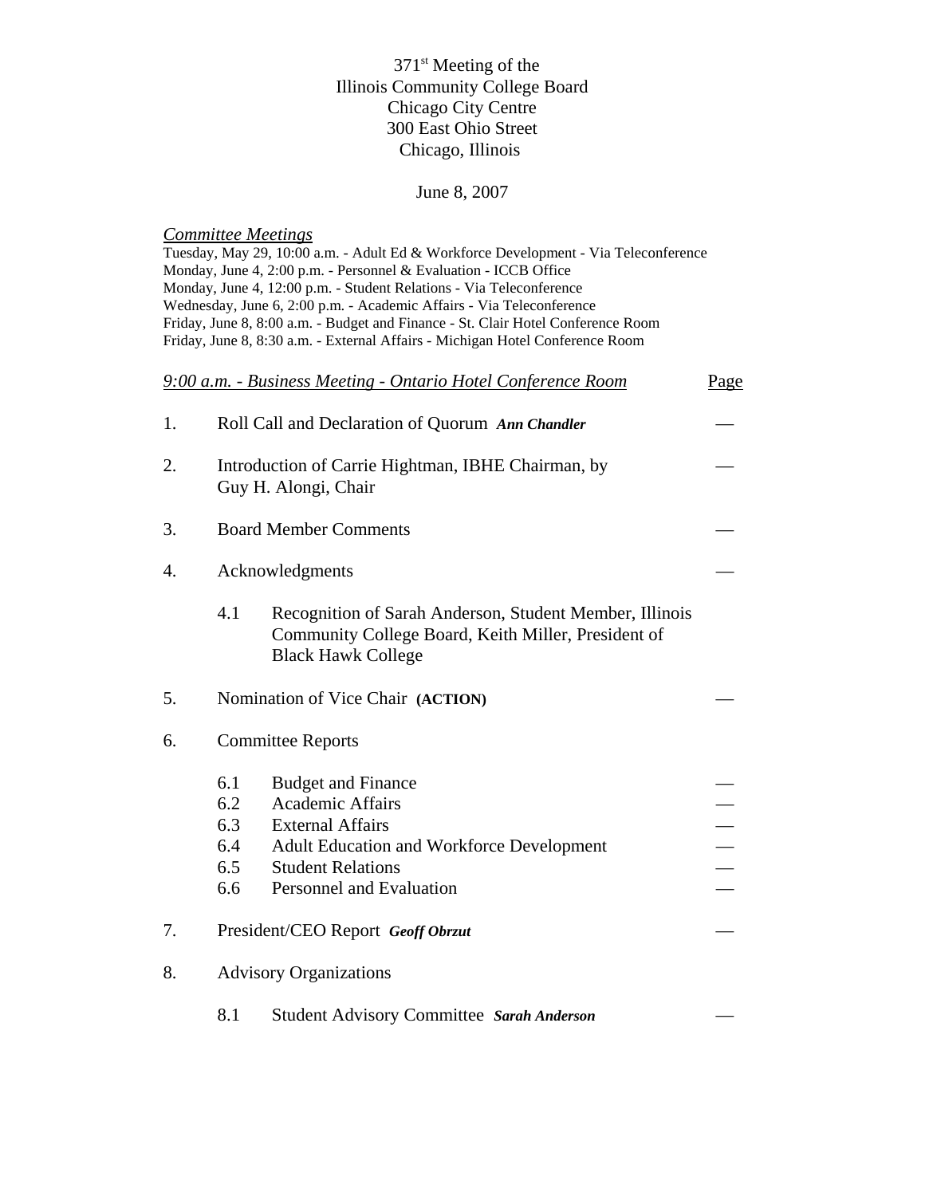# 371st Meeting of the Illinois Community College Board

Chicago City Centre
300 East Ohio Street
Chicago, Illinois

June 8, 2007

*Committee Meetings*

Tuesday, May 29, 10:00 a.m. - Adult Ed & Workforce Development - Via Teleconference
Monday, June 4, 2:00 p.m. - Personnel & Evaluation - ICCB Office
Monday, June 4, 12:00 p.m. - Student Relations - Via Teleconference
Wednesday, June 6, 2:00 p.m. - Academic Affairs - Via Teleconference
Friday, June 8, 8:00 a.m. - Budget and Finance - St. Clair Hotel Conference Room
Friday, June 8, 8:30 a.m. - External Affairs - Michigan Hotel Conference Room

| *9:00 a.m. - Business Meeting - Ontario Hotel Conference Room* | | Page |
|---|---|---|
| 1. | Roll Call and Declaration of Quorum ***Ann Chandler*** | — |
| 2. | Introduction of Carrie Hightman, IBHE Chairman, by Guy H. Alongi, Chair | — |
| 3. | Board Member Comments | — |
| 4. | Acknowledgments | — |
| 4.1 | Recognition of Sarah Anderson, Student Member, Illinois Community College Board, Keith Miller, President of Black Hawk College | |
| 5. | Nomination of Vice Chair **(ACTION)** | — |
| 6. | Committee Reports | |
| 6.1 | Budget and Finance | — |
| 6.2 | Academic Affairs | — |
| 6.3 | External Affairs | — |
| 6.4 | Adult Education and Workforce Development | — |
| 6.5 | Student Relations | — |
| 6.6 | Personnel and Evaluation | — |
| 7. | President/CEO Report ***Geoff Obrzut*** | — |
| 8. | Advisory Organizations | |
| 8.1 | Student Advisory Committee ***Sarah Anderson*** | — |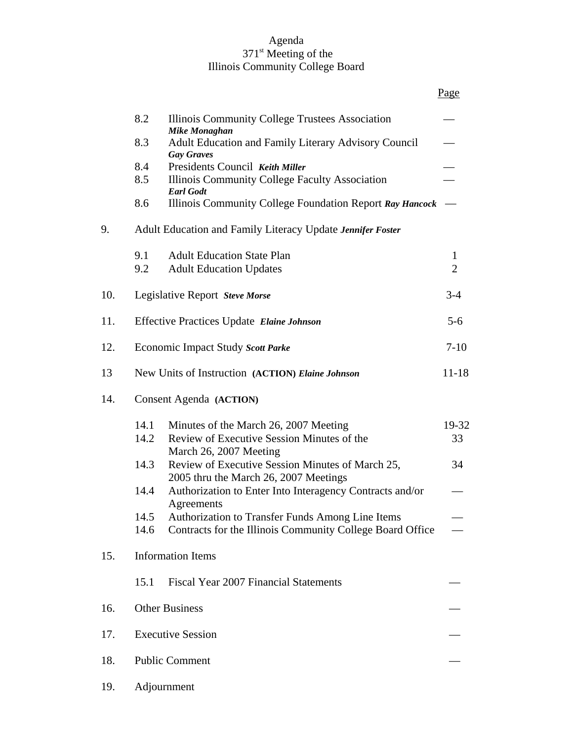Agenda
371st Meeting of the
Illinois Community College Board

| | | | Page |
|---|---|---|---|
| | 8.2 | Illinois Community College Trustees Association ***Mike Monaghan*** | — |
| | 8.3 | Adult Education and Family Literary Advisory Council ***Gay Graves*** | — |
| | 8.4 | Presidents Council ***Keith Miller*** | — |
| | 8.5 | Illinois Community College Faculty Association ***Earl Godt*** | — |
| | 8.6 | Illinois Community College Foundation Report ***Ray Hancock*** | — |
| 9. | Adult Education and Family Literacy Update ***Jennifer Foster*** | | |
| | 9.1 | Adult Education State Plan | 1 |
| | 9.2 | Adult Education Updates | 2 |
| 10. | Legislative Report ***Steve Morse*** | | 3-4 |
| 11. | Effective Practices Update ***Elaine Johnson*** | | 5-6 |
| 12. | Economic Impact Study ***Scott Parke*** | | 7-10 |
| 13 | New Units of Instruction **(ACTION)** ***Elaine Johnson*** | | 11-18 |
| 14. | Consent Agenda **(ACTION)** | | |
| | 14.1 | Minutes of the March 26, 2007 Meeting | 19-32 |
| | 14.2 | Review of Executive Session Minutes of the March 26, 2007 Meeting | 33 |
| | 14.3 | Review of Executive Session Minutes of March 25, 2005 thru the March 26, 2007 Meetings | 34 |
| | 14.4 | Authorization to Enter Into Interagency Contracts and/or Agreements | — |
| | 14.5 | Authorization to Transfer Funds Among Line Items | — |
| | 14.6 | Contracts for the Illinois Community College Board Office | — |
| 15. | Information Items | | |
| | 15.1 | Fiscal Year 2007 Financial Statements | — |
| 16. | Other Business | | — |
| 17. | Executive Session | | — |
| 18. | Public Comment | | — |
| 19. | Adjournment | | |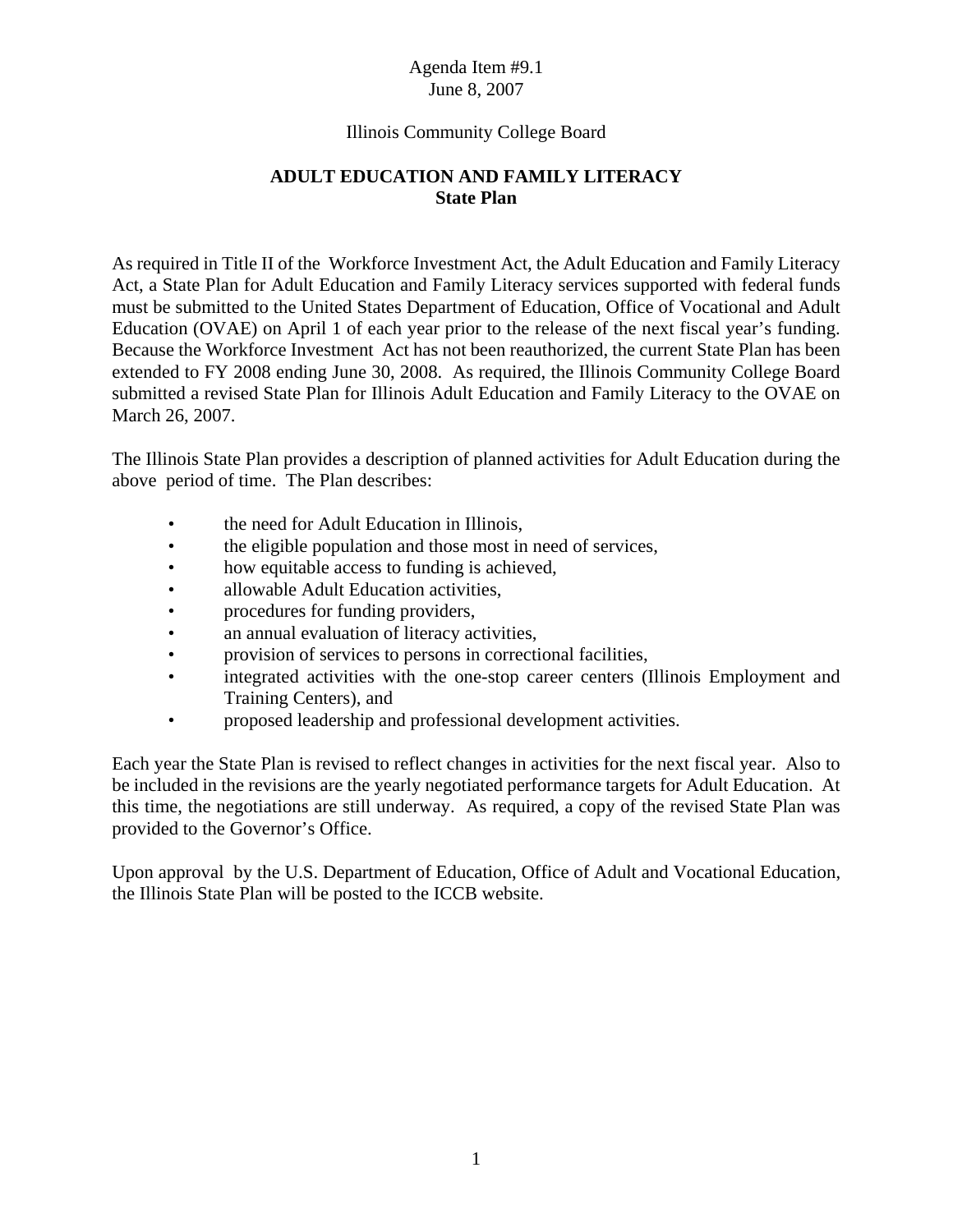Agenda Item #9.1
June 8, 2007

Illinois Community College Board

**ADULT EDUCATION AND FAMILY LITERACY**
**State Plan**

As required in Title II of the Workforce Investment Act, the Adult Education and Family Literacy Act, a State Plan for Adult Education and Family Literacy services supported with federal funds must be submitted to the United States Department of Education, Office of Vocational and Adult Education (OVAE) on April 1 of each year prior to the release of the next fiscal year's funding. Because the Workforce Investment Act has not been reauthorized, the current State Plan has been extended to FY 2008 ending June 30, 2008. As required, the Illinois Community College Board submitted a revised State Plan for Illinois Adult Education and Family Literacy to the OVAE on March 26, 2007.

The Illinois State Plan provides a description of planned activities for Adult Education during the above period of time. The Plan describes:

- the need for Adult Education in Illinois,
- the eligible population and those most in need of services,
- how equitable access to funding is achieved,
- allowable Adult Education activities,
- procedures for funding providers,
- an annual evaluation of literacy activities,
- provision of services to persons in correctional facilities,
- integrated activities with the one-stop career centers (Illinois Employment and Training Centers), and
- proposed leadership and professional development activities.

Each year the State Plan is revised to reflect changes in activities for the next fiscal year. Also to be included in the revisions are the yearly negotiated performance targets for Adult Education. At this time, the negotiations are still underway. As required, a copy of the revised State Plan was provided to the Governor's Office.

Upon approval by the U.S. Department of Education, Office of Adult and Vocational Education, the Illinois State Plan will be posted to the ICCB website.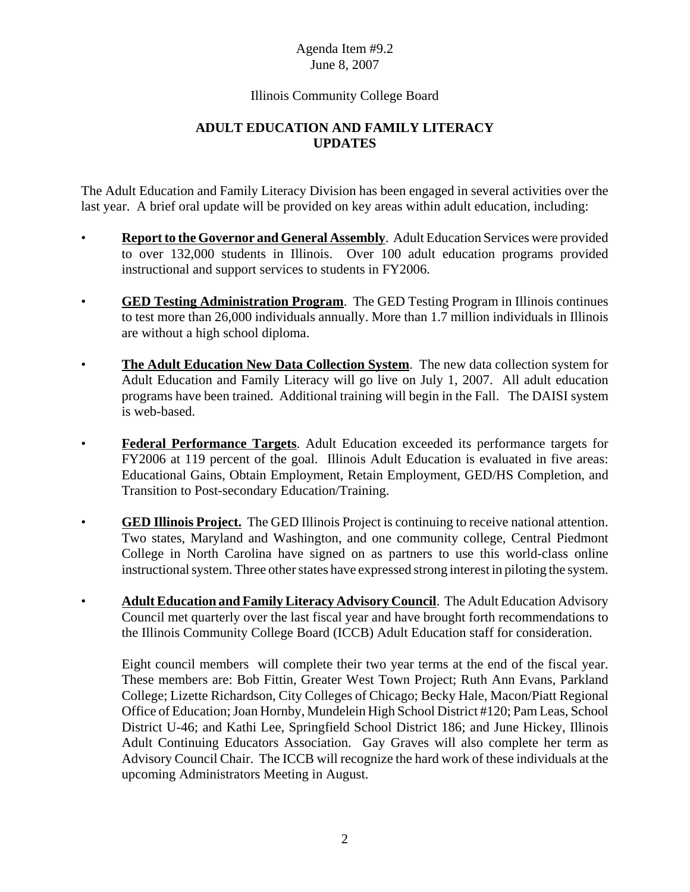Agenda Item #9.2
June 8, 2007

Illinois Community College Board

## ADULT EDUCATION AND FAMILY LITERACY UPDATES

The Adult Education and Family Literacy Division has been engaged in several activities over the last year. A brief oral update will be provided on key areas within adult education, including:

- **<u>Report to the Governor and General Assembly</u>**. Adult Education Services were provided to over 132,000 students in Illinois. Over 100 adult education programs provided instructional and support services to students in FY2006.

- **<u>GED Testing Administration Program</u>**. The GED Testing Program in Illinois continues to test more than 26,000 individuals annually. More than 1.7 million individuals in Illinois are without a high school diploma.

- **<u>The Adult Education New Data Collection System</u>**. The new data collection system for Adult Education and Family Literacy will go live on July 1, 2007. All adult education programs have been trained. Additional training will begin in the Fall. The DAISI system is web-based.

- **<u>Federal Performance Targets</u>**. Adult Education exceeded its performance targets for FY2006 at 119 percent of the goal. Illinois Adult Education is evaluated in five areas: Educational Gains, Obtain Employment, Retain Employment, GED/HS Completion, and Transition to Post-secondary Education/Training.

- **<u>GED Illinois Project.</u>** The GED Illinois Project is continuing to receive national attention. Two states, Maryland and Washington, and one community college, Central Piedmont College in North Carolina have signed on as partners to use this world-class online instructional system. Three other states have expressed strong interest in piloting the system.

- **<u>Adult Education and Family Literacy Advisory Council</u>**. The Adult Education Advisory Council met quarterly over the last fiscal year and have brought forth recommendations to the Illinois Community College Board (ICCB) Adult Education staff for consideration.

  Eight council members will complete their two year terms at the end of the fiscal year. These members are: Bob Fittin, Greater West Town Project; Ruth Ann Evans, Parkland College; Lizette Richardson, City Colleges of Chicago; Becky Hale, Macon/Piatt Regional Office of Education; Joan Hornby, Mundelein High School District #120; Pam Leas, School District U-46; and Kathi Lee, Springfield School District 186; and June Hickey, Illinois Adult Continuing Educators Association. Gay Graves will also complete her term as Advisory Council Chair. The ICCB will recognize the hard work of these individuals at the upcoming Administrators Meeting in August.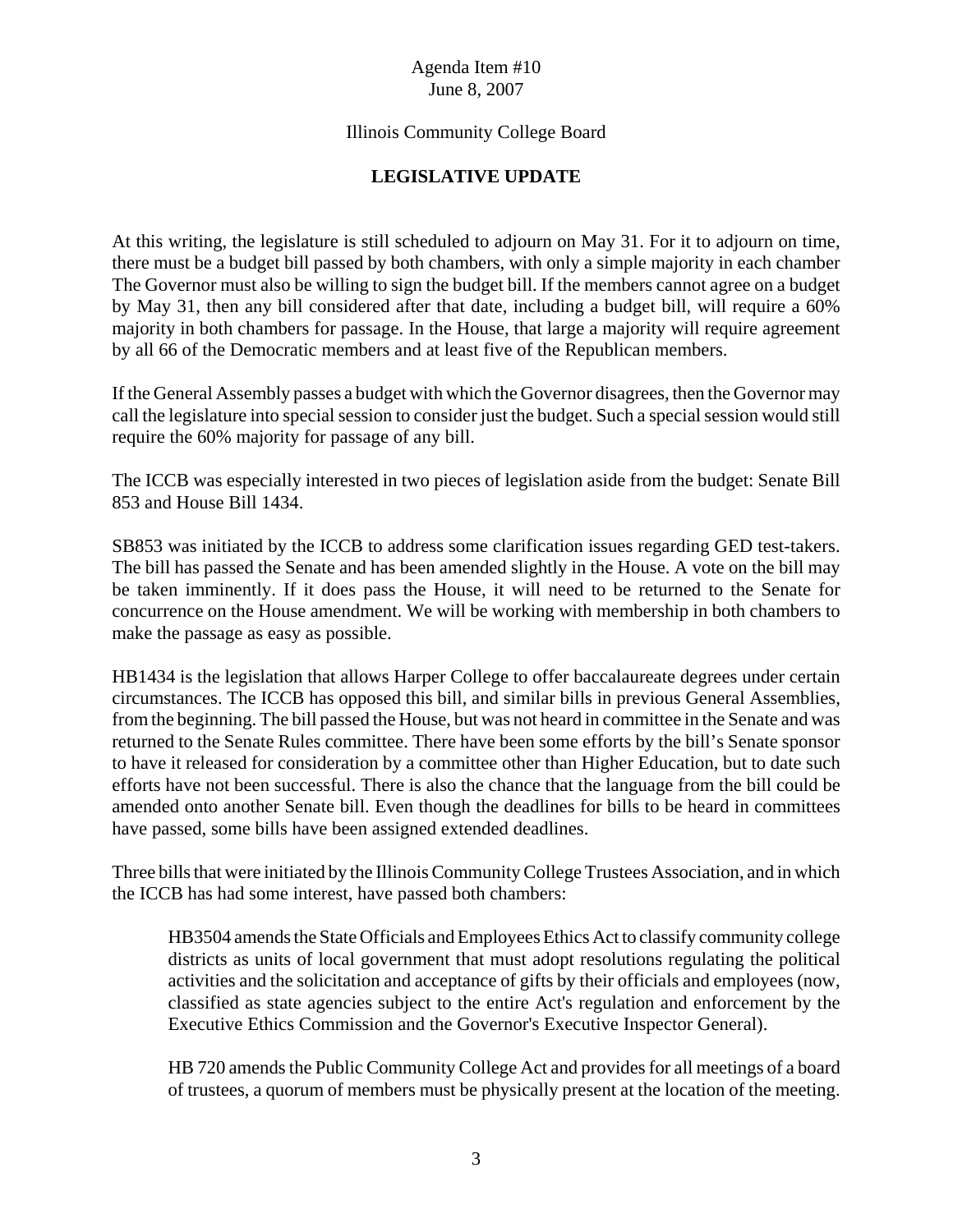Agenda Item #10
June 8, 2007

Illinois Community College Board

**LEGISLATIVE UPDATE**

At this writing, the legislature is still scheduled to adjourn on May 31. For it to adjourn on time, there must be a budget bill passed by both chambers, with only a simple majority in each chamber The Governor must also be willing to sign the budget bill. If the members cannot agree on a budget by May 31, then any bill considered after that date, including a budget bill, will require a 60% majority in both chambers for passage. In the House, that large a majority will require agreement by all 66 of the Democratic members and at least five of the Republican members.

If the General Assembly passes a budget with which the Governor disagrees, then the Governor may call the legislature into special session to consider just the budget. Such a special session would still require the 60% majority for passage of any bill.

The ICCB was especially interested in two pieces of legislation aside from the budget: Senate Bill 853 and House Bill 1434.

SB853 was initiated by the ICCB to address some clarification issues regarding GED test-takers. The bill has passed the Senate and has been amended slightly in the House. A vote on the bill may be taken imminently. If it does pass the House, it will need to be returned to the Senate for concurrence on the House amendment. We will be working with membership in both chambers to make the passage as easy as possible.

HB1434 is the legislation that allows Harper College to offer baccalaureate degrees under certain circumstances. The ICCB has opposed this bill, and similar bills in previous General Assemblies, from the beginning. The bill passed the House, but was not heard in committee in the Senate and was returned to the Senate Rules committee. There have been some efforts by the bill's Senate sponsor to have it released for consideration by a committee other than Higher Education, but to date such efforts have not been successful. There is also the chance that the language from the bill could be amended onto another Senate bill. Even though the deadlines for bills to be heard in committees have passed, some bills have been assigned extended deadlines.

Three bills that were initiated by the Illinois Community College Trustees Association, and in which the ICCB has had some interest, have passed both chambers:

> HB3504 amends the State Officials and Employees Ethics Act to classify community college districts as units of local government that must adopt resolutions regulating the political activities and the solicitation and acceptance of gifts by their officials and employees (now, classified as state agencies subject to the entire Act's regulation and enforcement by the Executive Ethics Commission and the Governor's Executive Inspector General).
>
> HB 720 amends the Public Community College Act and provides for all meetings of a board of trustees, a quorum of members must be physically present at the location of the meeting.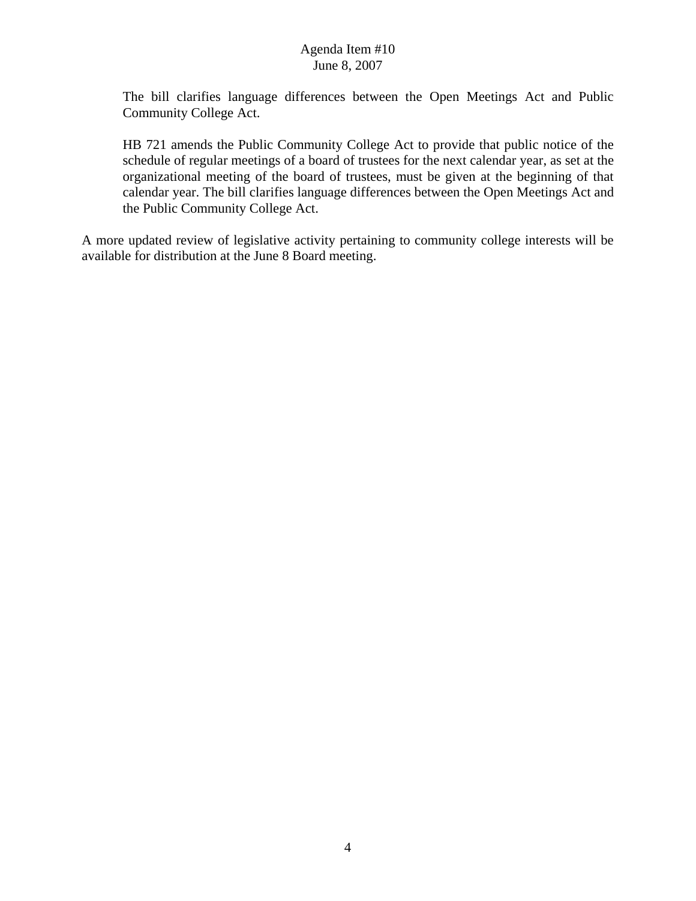The bill clarifies language differences between the Open Meetings Act and Public Community College Act.

HB 721 amends the Public Community College Act to provide that public notice of the schedule of regular meetings of a board of trustees for the next calendar year, as set at the organizational meeting of the board of trustees, must be given at the beginning of that calendar year. The bill clarifies language differences between the Open Meetings Act and the Public Community College Act.

A more updated review of legislative activity pertaining to community college interests will be available for distribution at the June 8 Board meeting.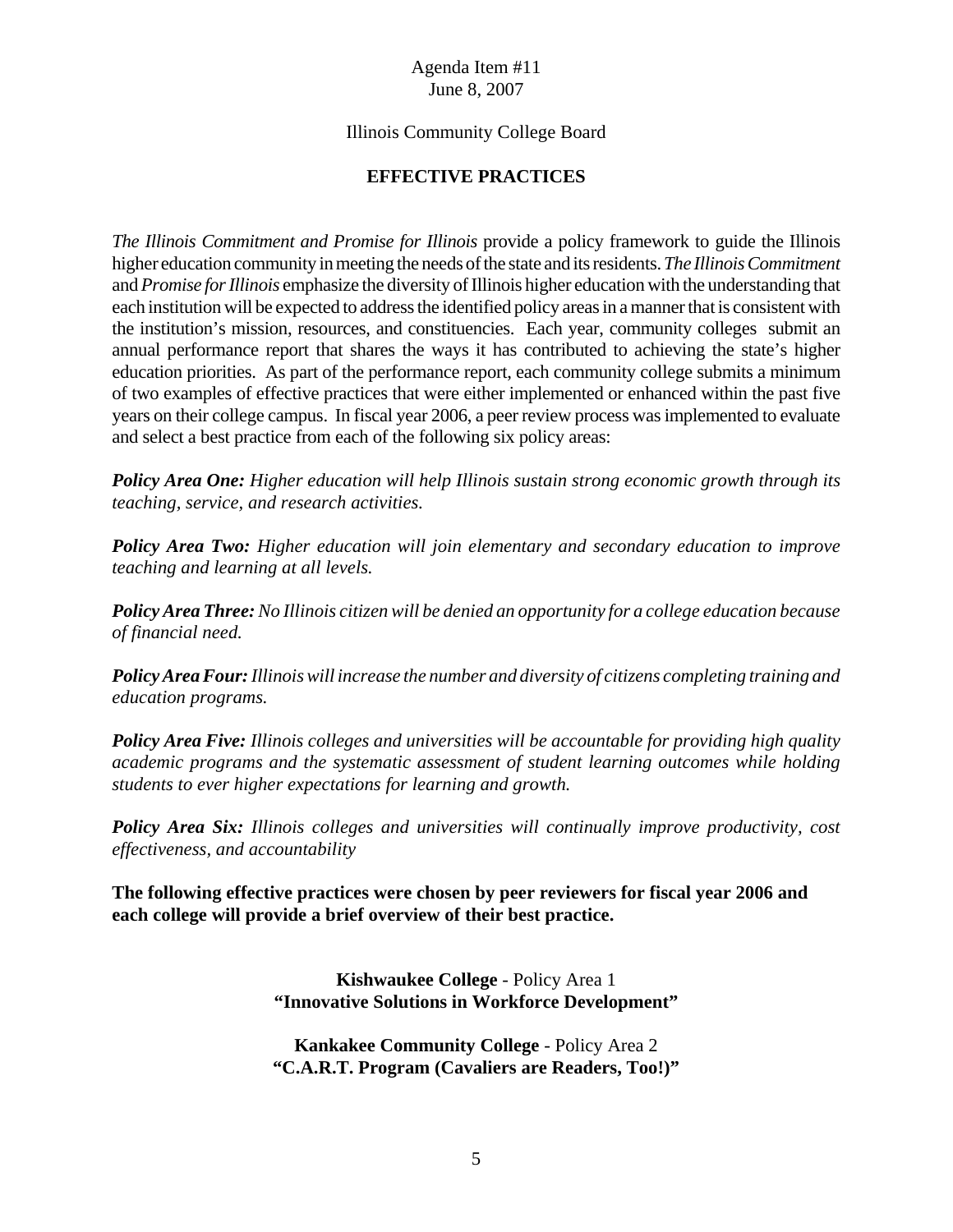Agenda Item #11
June 8, 2007

Illinois Community College Board

## EFFECTIVE PRACTICES

*The Illinois Commitment and Promise for Illinois* provide a policy framework to guide the Illinois higher education community in meeting the needs of the state and its residents. *The Illinois Commitment* and *Promise for Illinois* emphasize the diversity of Illinois higher education with the understanding that each institution will be expected to address the identified policy areas in a manner that is consistent with the institution's mission, resources, and constituencies. Each year, community colleges submit an annual performance report that shares the ways it has contributed to achieving the state's higher education priorities. As part of the performance report, each community college submits a minimum of two examples of effective practices that were either implemented or enhanced within the past five years on their college campus. In fiscal year 2006, a peer review process was implemented to evaluate and select a best practice from each of the following six policy areas:

***Policy Area One:*** *Higher education will help Illinois sustain strong economic growth through its teaching, service, and research activities.*

***Policy Area Two:*** *Higher education will join elementary and secondary education to improve teaching and learning at all levels.*

***Policy Area Three:*** *No Illinois citizen will be denied an opportunity for a college education because of financial need.*

***Policy Area Four:*** *Illinois will increase the number and diversity of citizens completing training and education programs.*

***Policy Area Five:*** *Illinois colleges and universities will be accountable for providing high quality academic programs and the systematic assessment of student learning outcomes while holding students to ever higher expectations for learning and growth.*

***Policy Area Six:*** *Illinois colleges and universities will continually improve productivity, cost effectiveness, and accountability*

**The following effective practices were chosen by peer reviewers for fiscal year 2006 and each college will provide a brief overview of their best practice.**

**Kishwaukee College** - Policy Area 1
**"Innovative Solutions in Workforce Development"**

**Kankakee Community College** - Policy Area 2
**"C.A.R.T. Program (Cavaliers are Readers, Too!)"**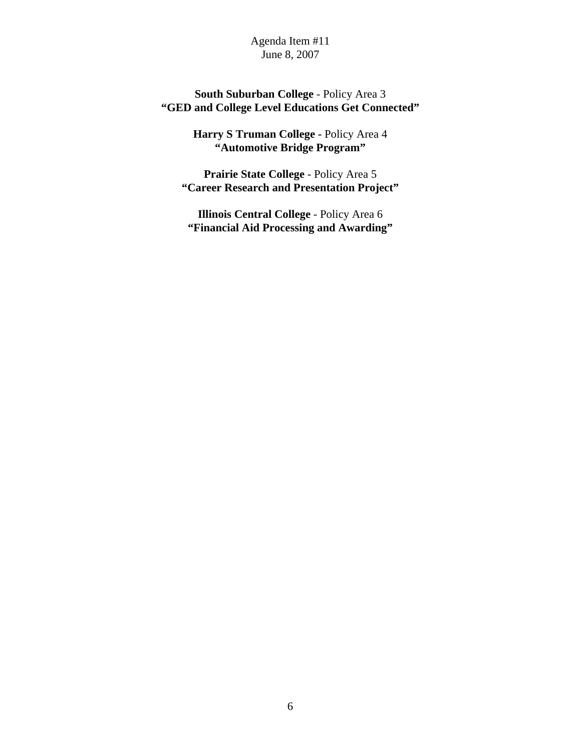**South Suburban College** - Policy Area 3
**"GED and College Level Educations Get Connected"**

**Harry S Truman College -** Policy Area 4
**"Automotive Bridge Program"**

**Prairie State College** - Policy Area 5
**"Career Research and Presentation Project"**

**Illinois Central College** - Policy Area 6
**"Financial Aid Processing and Awarding"**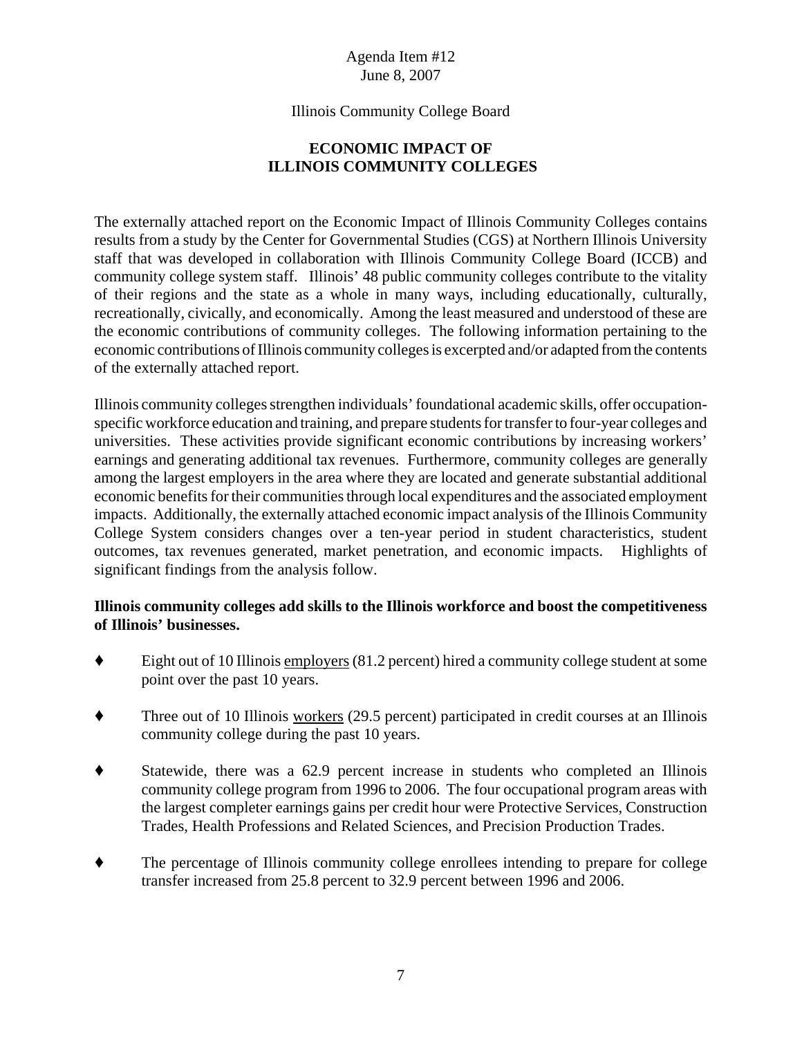Agenda Item #12
June 8, 2007

Illinois Community College Board

# ECONOMIC IMPACT OF ILLINOIS COMMUNITY COLLEGES

The externally attached report on the Economic Impact of Illinois Community Colleges contains results from a study by the Center for Governmental Studies (CGS) at Northern Illinois University staff that was developed in collaboration with Illinois Community College Board (ICCB) and community college system staff. Illinois' 48 public community colleges contribute to the vitality of their regions and the state as a whole in many ways, including educationally, culturally, recreationally, civically, and economically. Among the least measured and understood of these are the economic contributions of community colleges. The following information pertaining to the economic contributions of Illinois community colleges is excerpted and/or adapted from the contents of the externally attached report.

Illinois community colleges strengthen individuals' foundational academic skills, offer occupation-specific workforce education and training, and prepare students for transfer to four-year colleges and universities. These activities provide significant economic contributions by increasing workers' earnings and generating additional tax revenues. Furthermore, community colleges are generally among the largest employers in the area where they are located and generate substantial additional economic benefits for their communities through local expenditures and the associated employment impacts. Additionally, the externally attached economic impact analysis of the Illinois Community College System considers changes over a ten-year period in student characteristics, student outcomes, tax revenues generated, market penetration, and economic impacts. Highlights of significant findings from the analysis follow.

**Illinois community colleges add skills to the Illinois workforce and boost the competitiveness of Illinois' businesses.**

- Eight out of 10 Illinois <u>employers</u> (81.2 percent) hired a community college student at some point over the past 10 years.
- Three out of 10 Illinois <u>workers</u> (29.5 percent) participated in credit courses at an Illinois community college during the past 10 years.
- Statewide, there was a 62.9 percent increase in students who completed an Illinois community college program from 1996 to 2006. The four occupational program areas with the largest completer earnings gains per credit hour were Protective Services, Construction Trades, Health Professions and Related Sciences, and Precision Production Trades.
- The percentage of Illinois community college enrollees intending to prepare for college transfer increased from 25.8 percent to 32.9 percent between 1996 and 2006.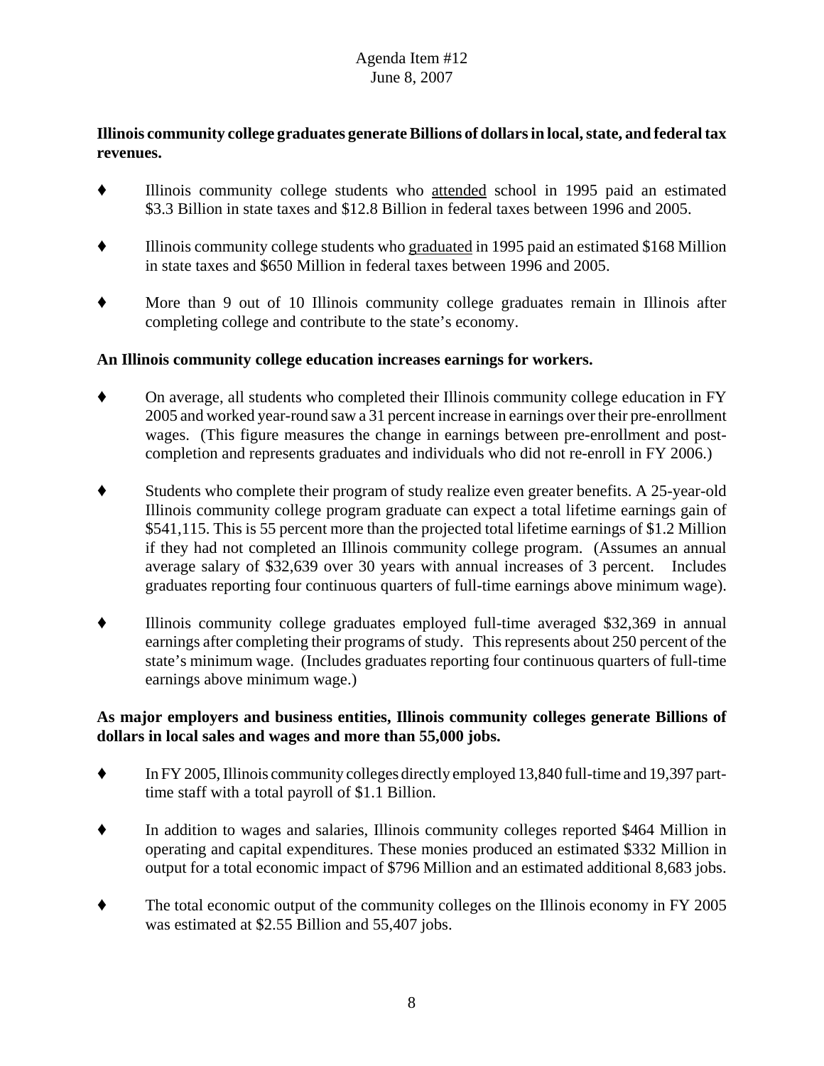**Illinois community college graduates generate Billions of dollars in local, state, and federal tax revenues.**

- Illinois community college students who attended school in 1995 paid an estimated \$3.3 Billion in state taxes and \$12.8 Billion in federal taxes between 1996 and 2005.
- Illinois community college students who graduated in 1995 paid an estimated \$168 Million in state taxes and \$650 Million in federal taxes between 1996 and 2005.
- More than 9 out of 10 Illinois community college graduates remain in Illinois after completing college and contribute to the state's economy.

**An Illinois community college education increases earnings for workers.**

- On average, all students who completed their Illinois community college education in FY 2005 and worked year-round saw a 31 percent increase in earnings over their pre-enrollment wages. (This figure measures the change in earnings between pre-enrollment and post-completion and represents graduates and individuals who did not re-enroll in FY 2006.)
- Students who complete their program of study realize even greater benefits. A 25-year-old Illinois community college program graduate can expect a total lifetime earnings gain of \$541,115. This is 55 percent more than the projected total lifetime earnings of \$1.2 Million if they had not completed an Illinois community college program. (Assumes an annual average salary of \$32,639 over 30 years with annual increases of 3 percent. Includes graduates reporting four continuous quarters of full-time earnings above minimum wage).
- Illinois community college graduates employed full-time averaged \$32,369 in annual earnings after completing their programs of study. This represents about 250 percent of the state's minimum wage. (Includes graduates reporting four continuous quarters of full-time earnings above minimum wage.)

**As major employers and business entities, Illinois community colleges generate Billions of dollars in local sales and wages and more than 55,000 jobs.**

- In FY 2005, Illinois community colleges directly employed 13,840 full-time and 19,397 part-time staff with a total payroll of \$1.1 Billion.
- In addition to wages and salaries, Illinois community colleges reported \$464 Million in operating and capital expenditures. These monies produced an estimated \$332 Million in output for a total economic impact of \$796 Million and an estimated additional 8,683 jobs.
- The total economic output of the community colleges on the Illinois economy in FY 2005 was estimated at \$2.55 Billion and 55,407 jobs.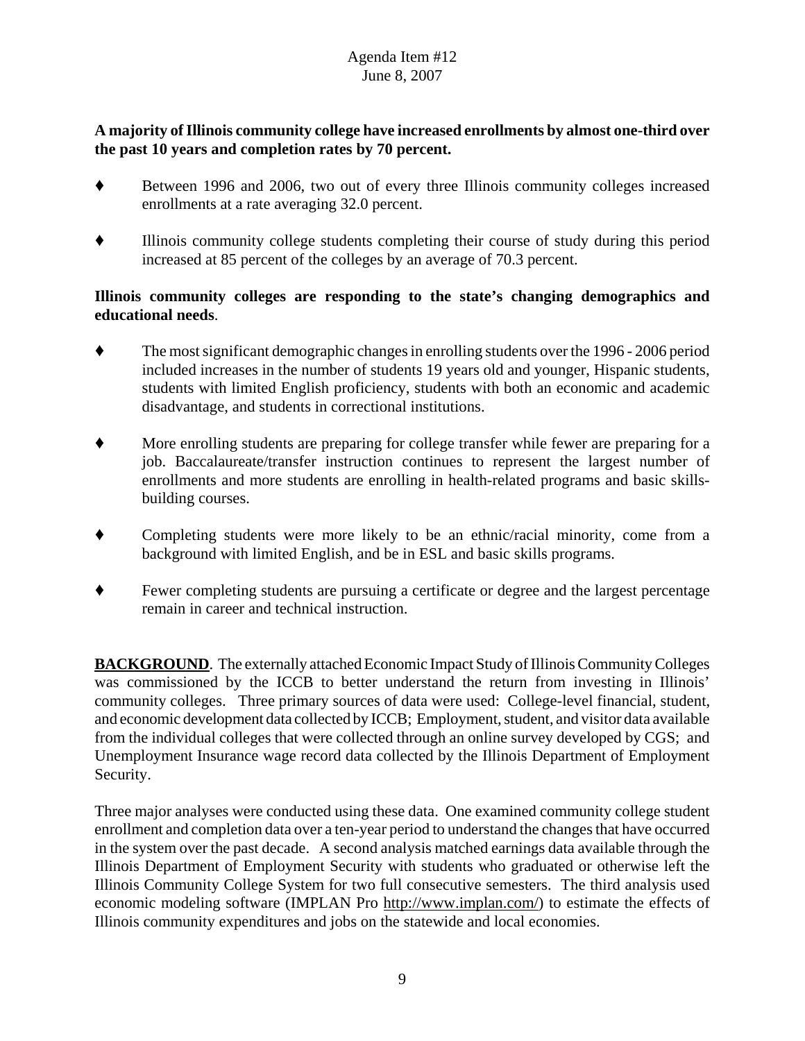**A majority of Illinois community college have increased enrollments by almost one-third over the past 10 years and completion rates by 70 percent.**

- Between 1996 and 2006, two out of every three Illinois community colleges increased enrollments at a rate averaging 32.0 percent.
- Illinois community college students completing their course of study during this period increased at 85 percent of the colleges by an average of 70.3 percent.

**Illinois community colleges are responding to the state's changing demographics and educational needs**.

- The most significant demographic changes in enrolling students over the 1996 - 2006 period included increases in the number of students 19 years old and younger, Hispanic students, students with limited English proficiency, students with both an economic and academic disadvantage, and students in correctional institutions.
- More enrolling students are preparing for college transfer while fewer are preparing for a job. Baccalaureate/transfer instruction continues to represent the largest number of enrollments and more students are enrolling in health-related programs and basic skills-building courses.
- Completing students were more likely to be an ethnic/racial minority, come from a background with limited English, and be in ESL and basic skills programs.
- Fewer completing students are pursuing a certificate or degree and the largest percentage remain in career and technical instruction.

**BACKGROUND**. The externally attached Economic Impact Study of Illinois Community Colleges was commissioned by the ICCB to better understand the return from investing in Illinois' community colleges. Three primary sources of data were used: College-level financial, student, and economic development data collected by ICCB; Employment, student, and visitor data available from the individual colleges that were collected through an online survey developed by CGS; and Unemployment Insurance wage record data collected by the Illinois Department of Employment Security.

Three major analyses were conducted using these data. One examined community college student enrollment and completion data over a ten-year period to understand the changes that have occurred in the system over the past decade. A second analysis matched earnings data available through the Illinois Department of Employment Security with students who graduated or otherwise left the Illinois Community College System for two full consecutive semesters. The third analysis used economic modeling software (IMPLAN Pro http://www.implan.com/) to estimate the effects of Illinois community expenditures and jobs on the statewide and local economies.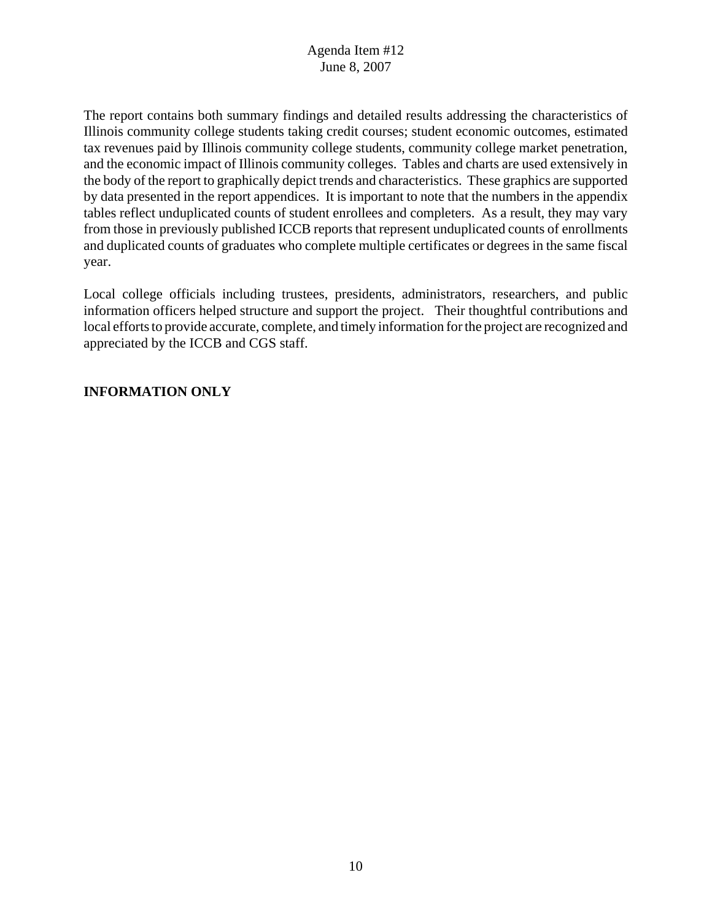The report contains both summary findings and detailed results addressing the characteristics of Illinois community college students taking credit courses; student economic outcomes, estimated tax revenues paid by Illinois community college students, community college market penetration, and the economic impact of Illinois community colleges. Tables and charts are used extensively in the body of the report to graphically depict trends and characteristics. These graphics are supported by data presented in the report appendices. It is important to note that the numbers in the appendix tables reflect unduplicated counts of student enrollees and completers. As a result, they may vary from those in previously published ICCB reports that represent unduplicated counts of enrollments and duplicated counts of graduates who complete multiple certificates or degrees in the same fiscal year.

Local college officials including trustees, presidents, administrators, researchers, and public information officers helped structure and support the project. Their thoughtful contributions and local efforts to provide accurate, complete, and timely information for the project are recognized and appreciated by the ICCB and CGS staff.

**INFORMATION ONLY**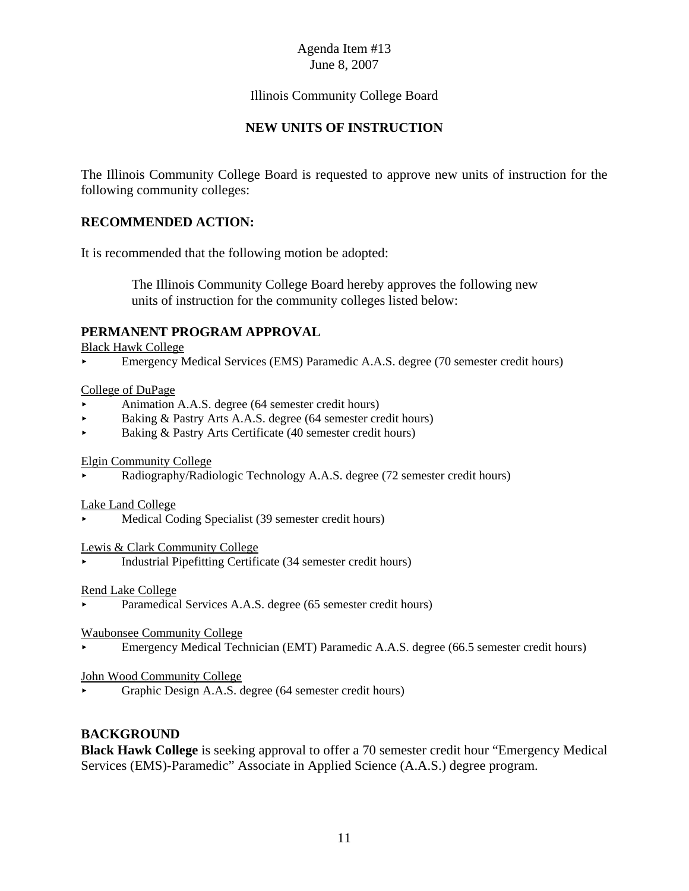Agenda Item #13
June 8, 2007

Illinois Community College Board

## NEW UNITS OF INSTRUCTION

The Illinois Community College Board is requested to approve new units of instruction for the following community colleges:

### RECOMMENDED ACTION:

It is recommended that the following motion be adopted:

> The Illinois Community College Board hereby approves the following new units of instruction for the community colleges listed below:

### PERMANENT PROGRAM APPROVAL

Black Hawk College

- Emergency Medical Services (EMS) Paramedic A.A.S. degree (70 semester credit hours)

College of DuPage

- Animation A.A.S. degree (64 semester credit hours)
- Baking & Pastry Arts A.A.S. degree (64 semester credit hours)
- Baking & Pastry Arts Certificate (40 semester credit hours)

Elgin Community College

- Radiography/Radiologic Technology A.A.S. degree (72 semester credit hours)

Lake Land College

- Medical Coding Specialist (39 semester credit hours)

Lewis & Clark Community College

- Industrial Pipefitting Certificate (34 semester credit hours)

Rend Lake College

- Paramedical Services A.A.S. degree (65 semester credit hours)

Waubonsee Community College

- Emergency Medical Technician (EMT) Paramedic A.A.S. degree (66.5 semester credit hours)

John Wood Community College

- Graphic Design A.A.S. degree (64 semester credit hours)

### BACKGROUND

**Black Hawk College** is seeking approval to offer a 70 semester credit hour "Emergency Medical Services (EMS)-Paramedic" Associate in Applied Science (A.A.S.) degree program.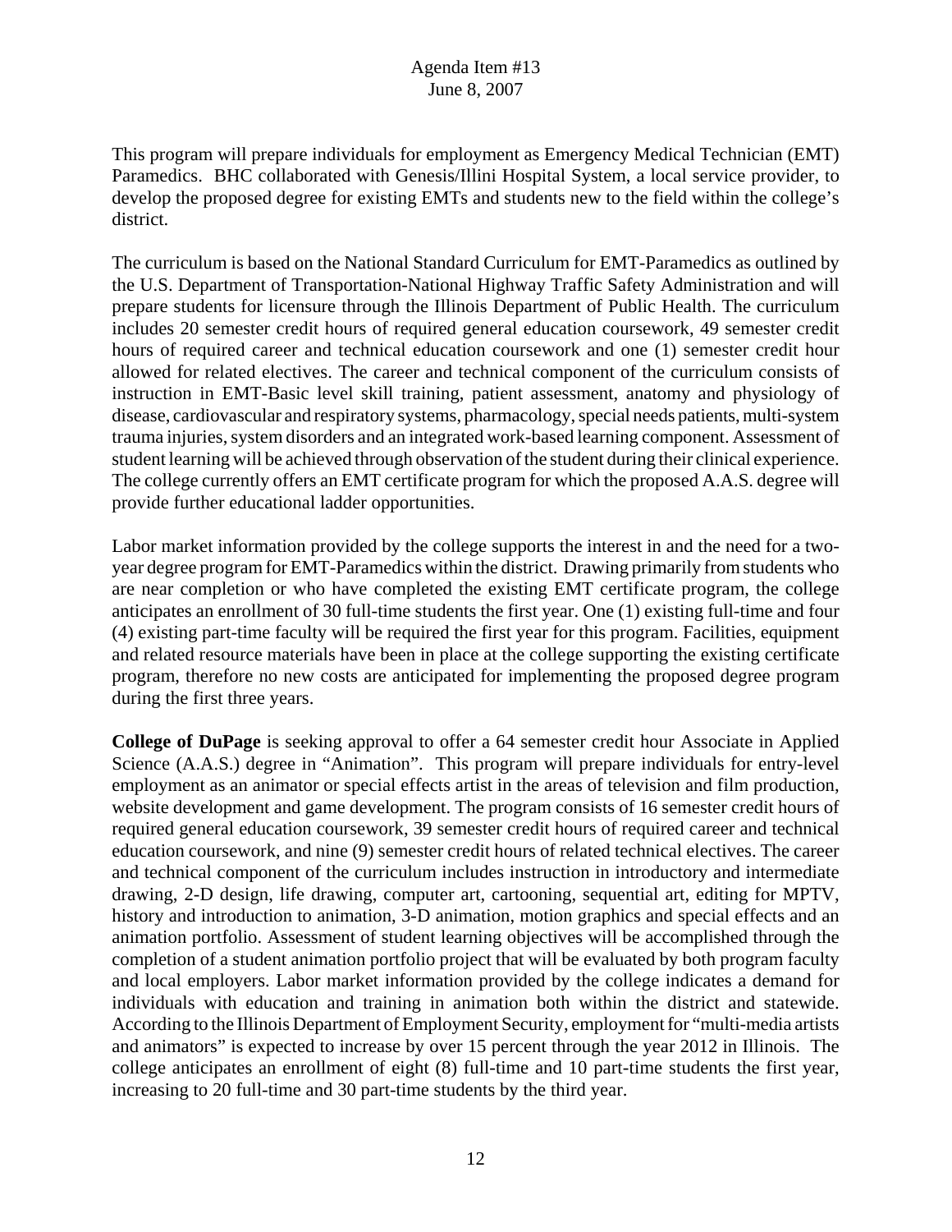This program will prepare individuals for employment as Emergency Medical Technician (EMT) Paramedics. BHC collaborated with Genesis/Illini Hospital System, a local service provider, to develop the proposed degree for existing EMTs and students new to the field within the college's district.

The curriculum is based on the National Standard Curriculum for EMT-Paramedics as outlined by the U.S. Department of Transportation-National Highway Traffic Safety Administration and will prepare students for licensure through the Illinois Department of Public Health. The curriculum includes 20 semester credit hours of required general education coursework, 49 semester credit hours of required career and technical education coursework and one (1) semester credit hour allowed for related electives. The career and technical component of the curriculum consists of instruction in EMT-Basic level skill training, patient assessment, anatomy and physiology of disease, cardiovascular and respiratory systems, pharmacology, special needs patients, multi-system trauma injuries, system disorders and an integrated work-based learning component. Assessment of student learning will be achieved through observation of the student during their clinical experience. The college currently offers an EMT certificate program for which the proposed A.A.S. degree will provide further educational ladder opportunities.

Labor market information provided by the college supports the interest in and the need for a two-year degree program for EMT-Paramedics within the district. Drawing primarily from students who are near completion or who have completed the existing EMT certificate program, the college anticipates an enrollment of 30 full-time students the first year. One (1) existing full-time and four (4) existing part-time faculty will be required the first year for this program. Facilities, equipment and related resource materials have been in place at the college supporting the existing certificate program, therefore no new costs are anticipated for implementing the proposed degree program during the first three years.

**College of DuPage** is seeking approval to offer a 64 semester credit hour Associate in Applied Science (A.A.S.) degree in "Animation". This program will prepare individuals for entry-level employment as an animator or special effects artist in the areas of television and film production, website development and game development. The program consists of 16 semester credit hours of required general education coursework, 39 semester credit hours of required career and technical education coursework, and nine (9) semester credit hours of related technical electives. The career and technical component of the curriculum includes instruction in introductory and intermediate drawing, 2-D design, life drawing, computer art, cartooning, sequential art, editing for MPTV, history and introduction to animation, 3-D animation, motion graphics and special effects and an animation portfolio. Assessment of student learning objectives will be accomplished through the completion of a student animation portfolio project that will be evaluated by both program faculty and local employers. Labor market information provided by the college indicates a demand for individuals with education and training in animation both within the district and statewide. According to the Illinois Department of Employment Security, employment for "multi-media artists and animators" is expected to increase by over 15 percent through the year 2012 in Illinois. The college anticipates an enrollment of eight (8) full-time and 10 part-time students the first year, increasing to 20 full-time and 30 part-time students by the third year.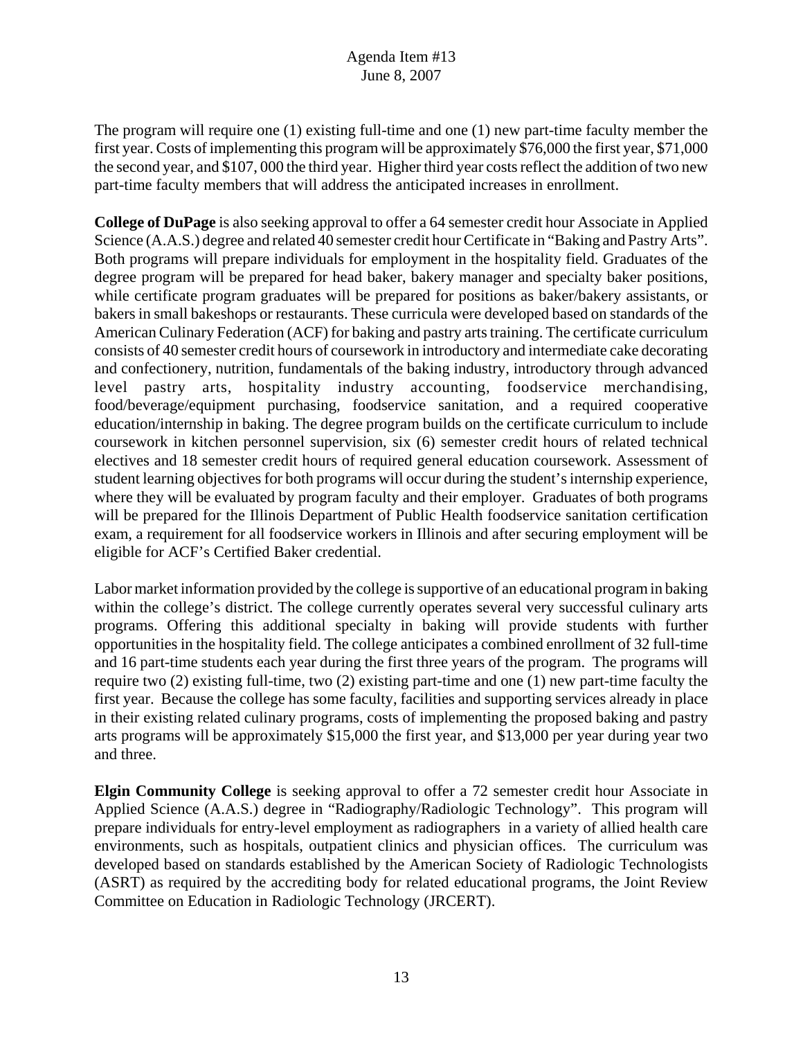The program will require one (1) existing full-time and one (1) new part-time faculty member the first year. Costs of implementing this program will be approximately $76,000 the first year, $71,000 the second year, and $107, 000 the third year. Higher third year costs reflect the addition of two new part-time faculty members that will address the anticipated increases in enrollment.

**College of DuPage** is also seeking approval to offer a 64 semester credit hour Associate in Applied Science (A.A.S.) degree and related 40 semester credit hour Certificate in "Baking and Pastry Arts". Both programs will prepare individuals for employment in the hospitality field. Graduates of the degree program will be prepared for head baker, bakery manager and specialty baker positions, while certificate program graduates will be prepared for positions as baker/bakery assistants, or bakers in small bakeshops or restaurants. These curricula were developed based on standards of the American Culinary Federation (ACF) for baking and pastry arts training. The certificate curriculum consists of 40 semester credit hours of coursework in introductory and intermediate cake decorating and confectionery, nutrition, fundamentals of the baking industry, introductory through advanced level pastry arts, hospitality industry accounting, foodservice merchandising, food/beverage/equipment purchasing, foodservice sanitation, and a required cooperative education/internship in baking. The degree program builds on the certificate curriculum to include coursework in kitchen personnel supervision, six (6) semester credit hours of related technical electives and 18 semester credit hours of required general education coursework. Assessment of student learning objectives for both programs will occur during the student's internship experience, where they will be evaluated by program faculty and their employer. Graduates of both programs will be prepared for the Illinois Department of Public Health foodservice sanitation certification exam, a requirement for all foodservice workers in Illinois and after securing employment will be eligible for ACF's Certified Baker credential.

Labor market information provided by the college is supportive of an educational program in baking within the college's district. The college currently operates several very successful culinary arts programs. Offering this additional specialty in baking will provide students with further opportunities in the hospitality field. The college anticipates a combined enrollment of 32 full-time and 16 part-time students each year during the first three years of the program. The programs will require two (2) existing full-time, two (2) existing part-time and one (1) new part-time faculty the first year. Because the college has some faculty, facilities and supporting services already in place in their existing related culinary programs, costs of implementing the proposed baking and pastry arts programs will be approximately $15,000 the first year, and $13,000 per year during year two and three.

**Elgin Community College** is seeking approval to offer a 72 semester credit hour Associate in Applied Science (A.A.S.) degree in "Radiography/Radiologic Technology". This program will prepare individuals for entry-level employment as radiographers in a variety of allied health care environments, such as hospitals, outpatient clinics and physician offices. The curriculum was developed based on standards established by the American Society of Radiologic Technologists (ASRT) as required by the accrediting body for related educational programs, the Joint Review Committee on Education in Radiologic Technology (JRCERT).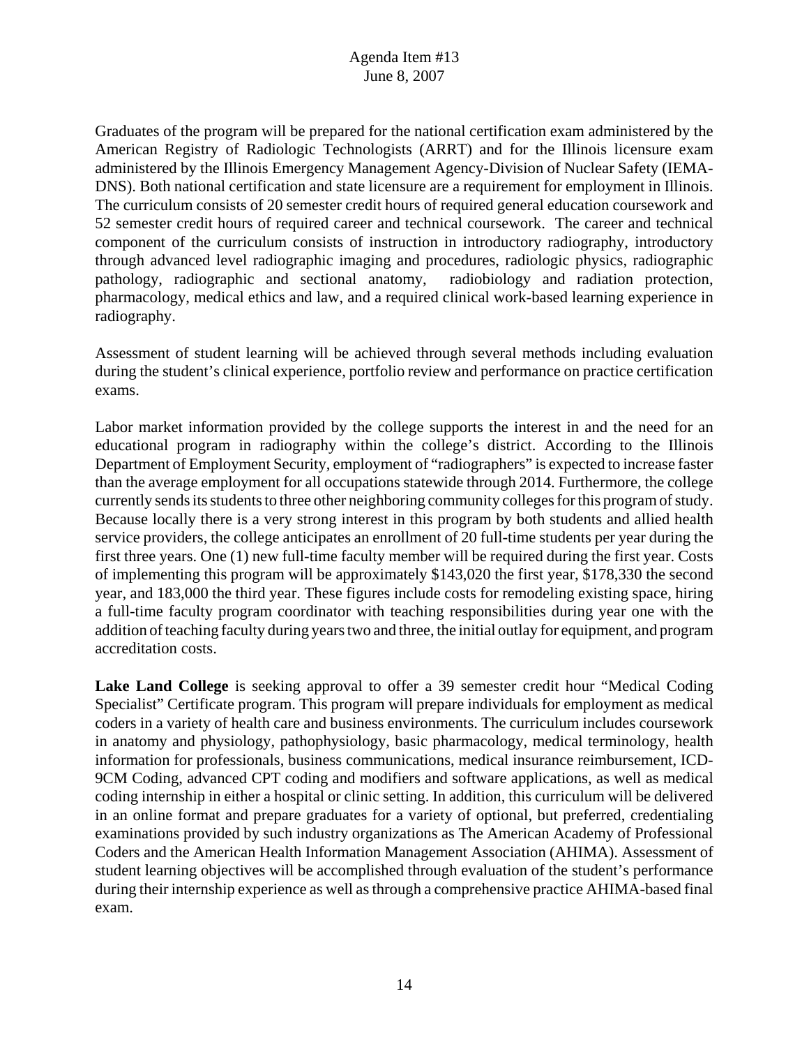Graduates of the program will be prepared for the national certification exam administered by the American Registry of Radiologic Technologists (ARRT) and for the Illinois licensure exam administered by the Illinois Emergency Management Agency-Division of Nuclear Safety (IEMA-DNS). Both national certification and state licensure are a requirement for employment in Illinois. The curriculum consists of 20 semester credit hours of required general education coursework and 52 semester credit hours of required career and technical coursework. The career and technical component of the curriculum consists of instruction in introductory radiography, introductory through advanced level radiographic imaging and procedures, radiologic physics, radiographic pathology, radiographic and sectional anatomy, radiobiology and radiation protection, pharmacology, medical ethics and law, and a required clinical work-based learning experience in radiography.

Assessment of student learning will be achieved through several methods including evaluation during the student's clinical experience, portfolio review and performance on practice certification exams.

Labor market information provided by the college supports the interest in and the need for an educational program in radiography within the college's district. According to the Illinois Department of Employment Security, employment of "radiographers" is expected to increase faster than the average employment for all occupations statewide through 2014. Furthermore, the college currently sends its students to three other neighboring community colleges for this program of study. Because locally there is a very strong interest in this program by both students and allied health service providers, the college anticipates an enrollment of 20 full-time students per year during the first three years. One (1) new full-time faculty member will be required during the first year. Costs of implementing this program will be approximately $143,020 the first year, $178,330 the second year, and 183,000 the third year. These figures include costs for remodeling existing space, hiring a full-time faculty program coordinator with teaching responsibilities during year one with the addition of teaching faculty during years two and three, the initial outlay for equipment, and program accreditation costs.

**Lake Land College** is seeking approval to offer a 39 semester credit hour "Medical Coding Specialist" Certificate program. This program will prepare individuals for employment as medical coders in a variety of health care and business environments. The curriculum includes coursework in anatomy and physiology, pathophysiology, basic pharmacology, medical terminology, health information for professionals, business communications, medical insurance reimbursement, ICD-9CM Coding, advanced CPT coding and modifiers and software applications, as well as medical coding internship in either a hospital or clinic setting. In addition, this curriculum will be delivered in an online format and prepare graduates for a variety of optional, but preferred, credentialing examinations provided by such industry organizations as The American Academy of Professional Coders and the American Health Information Management Association (AHIMA). Assessment of student learning objectives will be accomplished through evaluation of the student's performance during their internship experience as well as through a comprehensive practice AHIMA-based final exam.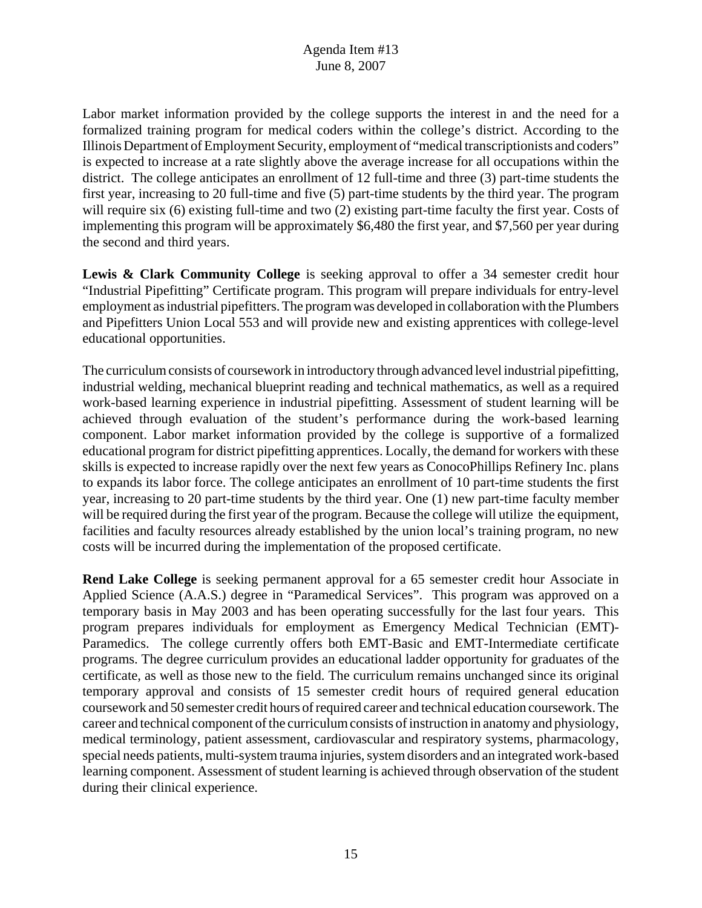Labor market information provided by the college supports the interest in and the need for a formalized training program for medical coders within the college's district. According to the Illinois Department of Employment Security, employment of "medical transcriptionists and coders" is expected to increase at a rate slightly above the average increase for all occupations within the district. The college anticipates an enrollment of 12 full-time and three (3) part-time students the first year, increasing to 20 full-time and five (5) part-time students by the third year. The program will require six (6) existing full-time and two (2) existing part-time faculty the first year. Costs of implementing this program will be approximately $6,480 the first year, and $7,560 per year during the second and third years.

**Lewis & Clark Community College** is seeking approval to offer a 34 semester credit hour "Industrial Pipefitting" Certificate program. This program will prepare individuals for entry-level employment as industrial pipefitters. The program was developed in collaboration with the Plumbers and Pipefitters Union Local 553 and will provide new and existing apprentices with college-level educational opportunities.

The curriculum consists of coursework in introductory through advanced level industrial pipefitting, industrial welding, mechanical blueprint reading and technical mathematics, as well as a required work-based learning experience in industrial pipefitting. Assessment of student learning will be achieved through evaluation of the student's performance during the work-based learning component. Labor market information provided by the college is supportive of a formalized educational program for district pipefitting apprentices. Locally, the demand for workers with these skills is expected to increase rapidly over the next few years as ConocoPhillips Refinery Inc. plans to expands its labor force. The college anticipates an enrollment of 10 part-time students the first year, increasing to 20 part-time students by the third year. One (1) new part-time faculty member will be required during the first year of the program. Because the college will utilize the equipment, facilities and faculty resources already established by the union local's training program, no new costs will be incurred during the implementation of the proposed certificate.

**Rend Lake College** is seeking permanent approval for a 65 semester credit hour Associate in Applied Science (A.A.S.) degree in "Paramedical Services". This program was approved on a temporary basis in May 2003 and has been operating successfully for the last four years. This program prepares individuals for employment as Emergency Medical Technician (EMT)-Paramedics. The college currently offers both EMT-Basic and EMT-Intermediate certificate programs. The degree curriculum provides an educational ladder opportunity for graduates of the certificate, as well as those new to the field. The curriculum remains unchanged since its original temporary approval and consists of 15 semester credit hours of required general education coursework and 50 semester credit hours of required career and technical education coursework. The career and technical component of the curriculum consists of instruction in anatomy and physiology, medical terminology, patient assessment, cardiovascular and respiratory systems, pharmacology, special needs patients, multi-system trauma injuries, system disorders and an integrated work-based learning component. Assessment of student learning is achieved through observation of the student during their clinical experience.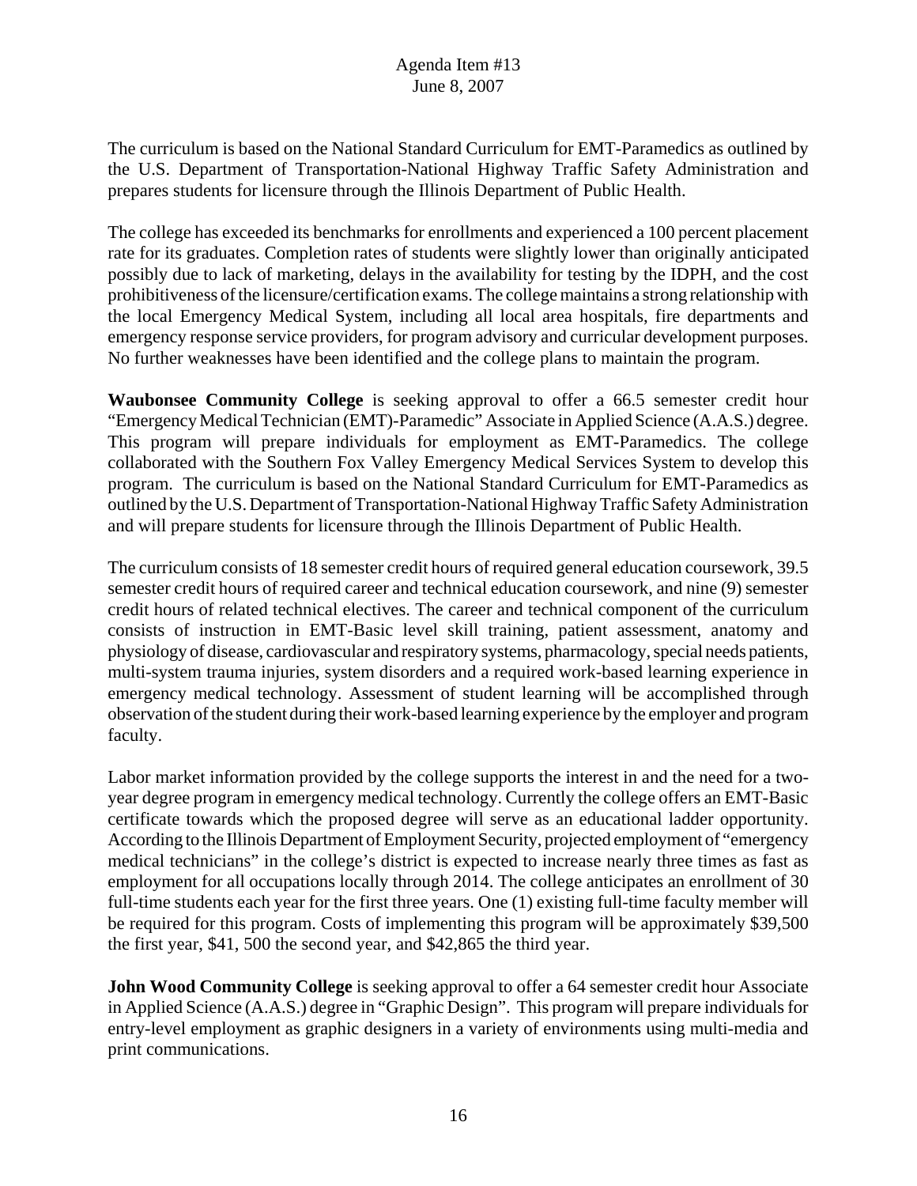The curriculum is based on the National Standard Curriculum for EMT-Paramedics as outlined by the U.S. Department of Transportation-National Highway Traffic Safety Administration and prepares students for licensure through the Illinois Department of Public Health.

The college has exceeded its benchmarks for enrollments and experienced a 100 percent placement rate for its graduates. Completion rates of students were slightly lower than originally anticipated possibly due to lack of marketing, delays in the availability for testing by the IDPH, and the cost prohibitiveness of the licensure/certification exams. The college maintains a strong relationship with the local Emergency Medical System, including all local area hospitals, fire departments and emergency response service providers, for program advisory and curricular development purposes. No further weaknesses have been identified and the college plans to maintain the program.

**Waubonsee Community College** is seeking approval to offer a 66.5 semester credit hour "Emergency Medical Technician (EMT)-Paramedic" Associate in Applied Science (A.A.S.) degree. This program will prepare individuals for employment as EMT-Paramedics. The college collaborated with the Southern Fox Valley Emergency Medical Services System to develop this program. The curriculum is based on the National Standard Curriculum for EMT-Paramedics as outlined by the U.S. Department of Transportation-National Highway Traffic Safety Administration and will prepare students for licensure through the Illinois Department of Public Health.

The curriculum consists of 18 semester credit hours of required general education coursework, 39.5 semester credit hours of required career and technical education coursework, and nine (9) semester credit hours of related technical electives. The career and technical component of the curriculum consists of instruction in EMT-Basic level skill training, patient assessment, anatomy and physiology of disease, cardiovascular and respiratory systems, pharmacology, special needs patients, multi-system trauma injuries, system disorders and a required work-based learning experience in emergency medical technology. Assessment of student learning will be accomplished through observation of the student during their work-based learning experience by the employer and program faculty.

Labor market information provided by the college supports the interest in and the need for a two-year degree program in emergency medical technology. Currently the college offers an EMT-Basic certificate towards which the proposed degree will serve as an educational ladder opportunity. According to the Illinois Department of Employment Security, projected employment of "emergency medical technicians" in the college's district is expected to increase nearly three times as fast as employment for all occupations locally through 2014. The college anticipates an enrollment of 30 full-time students each year for the first three years. One (1) existing full-time faculty member will be required for this program. Costs of implementing this program will be approximately $39,500 the first year, $41, 500 the second year, and $42,865 the third year.

**John Wood Community College** is seeking approval to offer a 64 semester credit hour Associate in Applied Science (A.A.S.) degree in "Graphic Design". This program will prepare individuals for entry-level employment as graphic designers in a variety of environments using multi-media and print communications.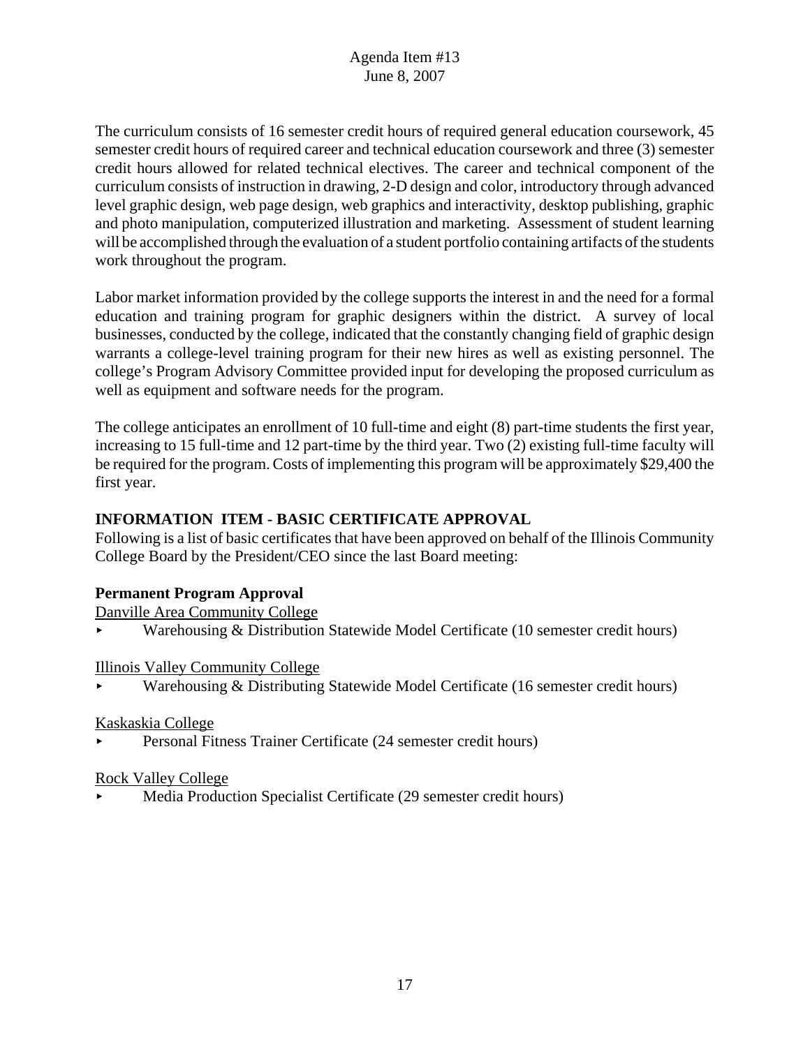The curriculum consists of 16 semester credit hours of required general education coursework, 45 semester credit hours of required career and technical education coursework and three (3) semester credit hours allowed for related technical electives. The career and technical component of the curriculum consists of instruction in drawing, 2-D design and color, introductory through advanced level graphic design, web page design, web graphics and interactivity, desktop publishing, graphic and photo manipulation, computerized illustration and marketing. Assessment of student learning will be accomplished through the evaluation of a student portfolio containing artifacts of the students work throughout the program.

Labor market information provided by the college supports the interest in and the need for a formal education and training program for graphic designers within the district. A survey of local businesses, conducted by the college, indicated that the constantly changing field of graphic design warrants a college-level training program for their new hires as well as existing personnel. The college's Program Advisory Committee provided input for developing the proposed curriculum as well as equipment and software needs for the program.

The college anticipates an enrollment of 10 full-time and eight (8) part-time students the first year, increasing to 15 full-time and 12 part-time by the third year. Two (2) existing full-time faculty will be required for the program. Costs of implementing this program will be approximately $29,400 the first year.

## INFORMATION ITEM - BASIC CERTIFICATE APPROVAL

Following is a list of basic certificates that have been approved on behalf of the Illinois Community College Board by the President/CEO since the last Board meeting:

### Permanent Program Approval

Danville Area Community College

- Warehousing & Distribution Statewide Model Certificate (10 semester credit hours)

Illinois Valley Community College

- Warehousing & Distributing Statewide Model Certificate (16 semester credit hours)

Kaskaskia College

- Personal Fitness Trainer Certificate (24 semester credit hours)

Rock Valley College

- Media Production Specialist Certificate (29 semester credit hours)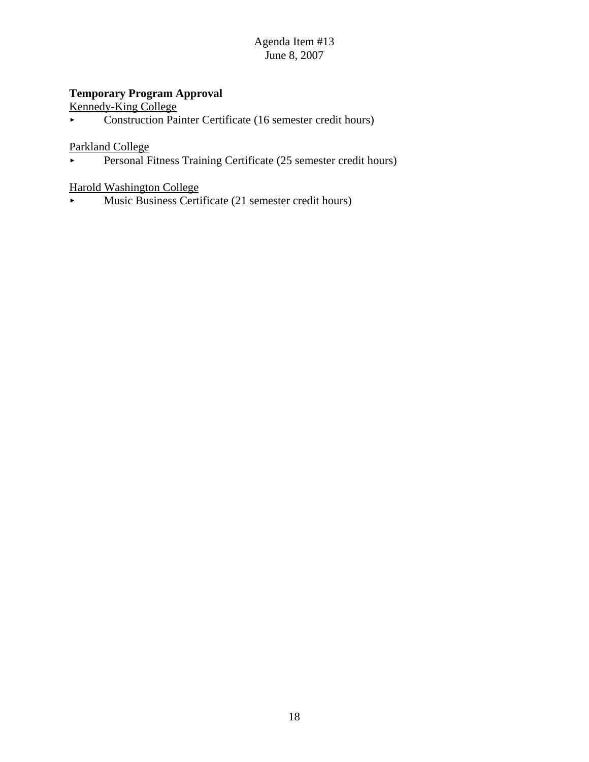**Temporary Program Approval**

Kennedy-King College

- Construction Painter Certificate (16 semester credit hours)

Parkland College

- Personal Fitness Training Certificate (25 semester credit hours)

Harold Washington College

- Music Business Certificate (21 semester credit hours)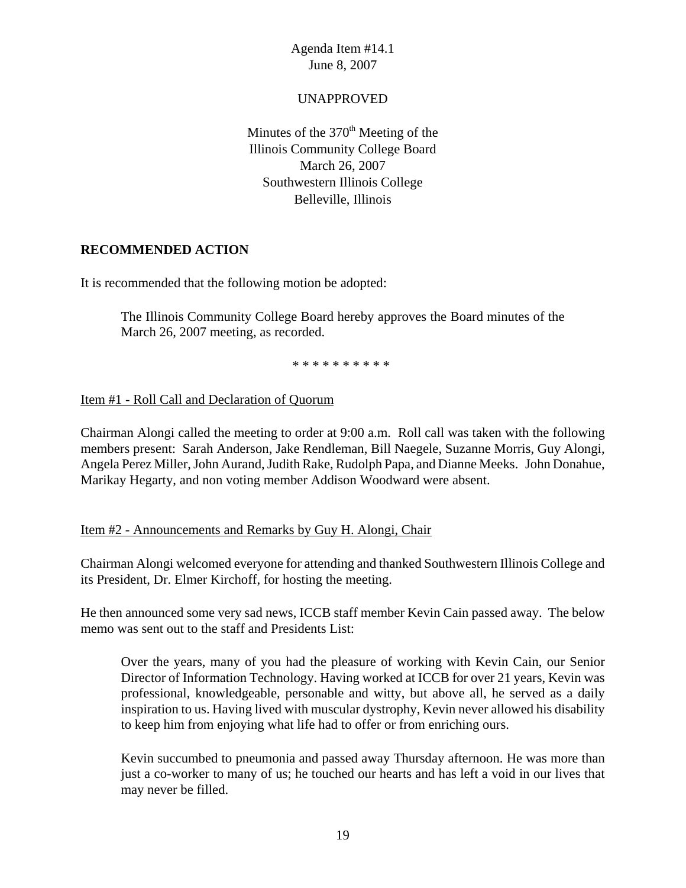Agenda Item #14.1
June 8, 2007

UNAPPROVED

Minutes of the 370th Meeting of the
Illinois Community College Board
March 26, 2007
Southwestern Illinois College
Belleville, Illinois

**RECOMMENDED ACTION**

It is recommended that the following motion be adopted:

> The Illinois Community College Board hereby approves the Board minutes of the March 26, 2007 meeting, as recorded.

\* \* \* \* \* \* \* \* \* \*

Item #1 - Roll Call and Declaration of Quorum

Chairman Alongi called the meeting to order at 9:00 a.m. Roll call was taken with the following members present: Sarah Anderson, Jake Rendleman, Bill Naegele, Suzanne Morris, Guy Alongi, Angela Perez Miller, John Aurand, Judith Rake, Rudolph Papa, and Dianne Meeks. John Donahue, Marikay Hegarty, and non voting member Addison Woodward were absent.

Item #2 - Announcements and Remarks by Guy H. Alongi, Chair

Chairman Alongi welcomed everyone for attending and thanked Southwestern Illinois College and its President, Dr. Elmer Kirchoff, for hosting the meeting.

He then announced some very sad news, ICCB staff member Kevin Cain passed away. The below memo was sent out to the staff and Presidents List:

> Over the years, many of you had the pleasure of working with Kevin Cain, our Senior Director of Information Technology. Having worked at ICCB for over 21 years, Kevin was professional, knowledgeable, personable and witty, but above all, he served as a daily inspiration to us. Having lived with muscular dystrophy, Kevin never allowed his disability to keep him from enjoying what life had to offer or from enriching ours.
>
> Kevin succumbed to pneumonia and passed away Thursday afternoon. He was more than just a co-worker to many of us; he touched our hearts and has left a void in our lives that may never be filled.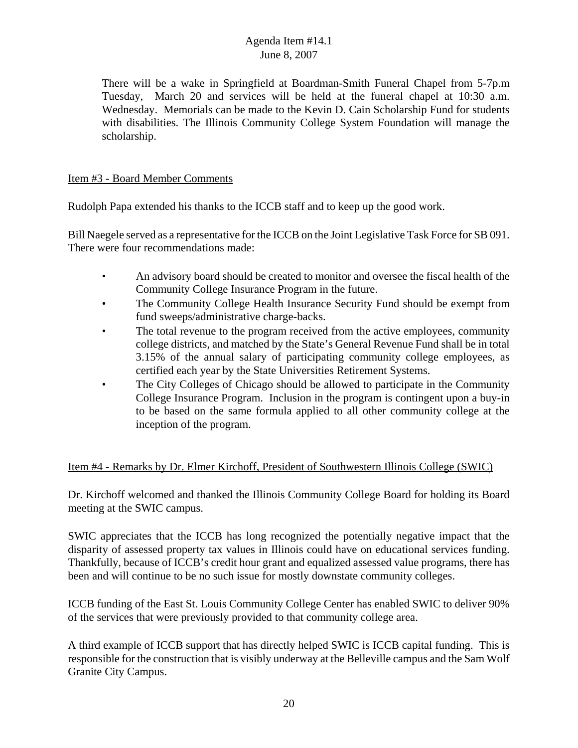There will be a wake in Springfield at Boardman-Smith Funeral Chapel from 5-7p.m Tuesday, March 20 and services will be held at the funeral chapel at 10:30 a.m. Wednesday. Memorials can be made to the Kevin D. Cain Scholarship Fund for students with disabilities. The Illinois Community College System Foundation will manage the scholarship.

Item #3 - Board Member Comments

Rudolph Papa extended his thanks to the ICCB staff and to keep up the good work.

Bill Naegele served as a representative for the ICCB on the Joint Legislative Task Force for SB 091. There were four recommendations made:

- An advisory board should be created to monitor and oversee the fiscal health of the Community College Insurance Program in the future.
- The Community College Health Insurance Security Fund should be exempt from fund sweeps/administrative charge-backs.
- The total revenue to the program received from the active employees, community college districts, and matched by the State's General Revenue Fund shall be in total 3.15% of the annual salary of participating community college employees, as certified each year by the State Universities Retirement Systems.
- The City Colleges of Chicago should be allowed to participate in the Community College Insurance Program. Inclusion in the program is contingent upon a buy-in to be based on the same formula applied to all other community college at the inception of the program.

Item #4 - Remarks by Dr. Elmer Kirchoff, President of Southwestern Illinois College (SWIC)

Dr. Kirchoff welcomed and thanked the Illinois Community College Board for holding its Board meeting at the SWIC campus.

SWIC appreciates that the ICCB has long recognized the potentially negative impact that the disparity of assessed property tax values in Illinois could have on educational services funding. Thankfully, because of ICCB's credit hour grant and equalized assessed value programs, there has been and will continue to be no such issue for mostly downstate community colleges.

ICCB funding of the East St. Louis Community College Center has enabled SWIC to deliver 90% of the services that were previously provided to that community college area.

A third example of ICCB support that has directly helped SWIC is ICCB capital funding. This is responsible for the construction that is visibly underway at the Belleville campus and the Sam Wolf Granite City Campus.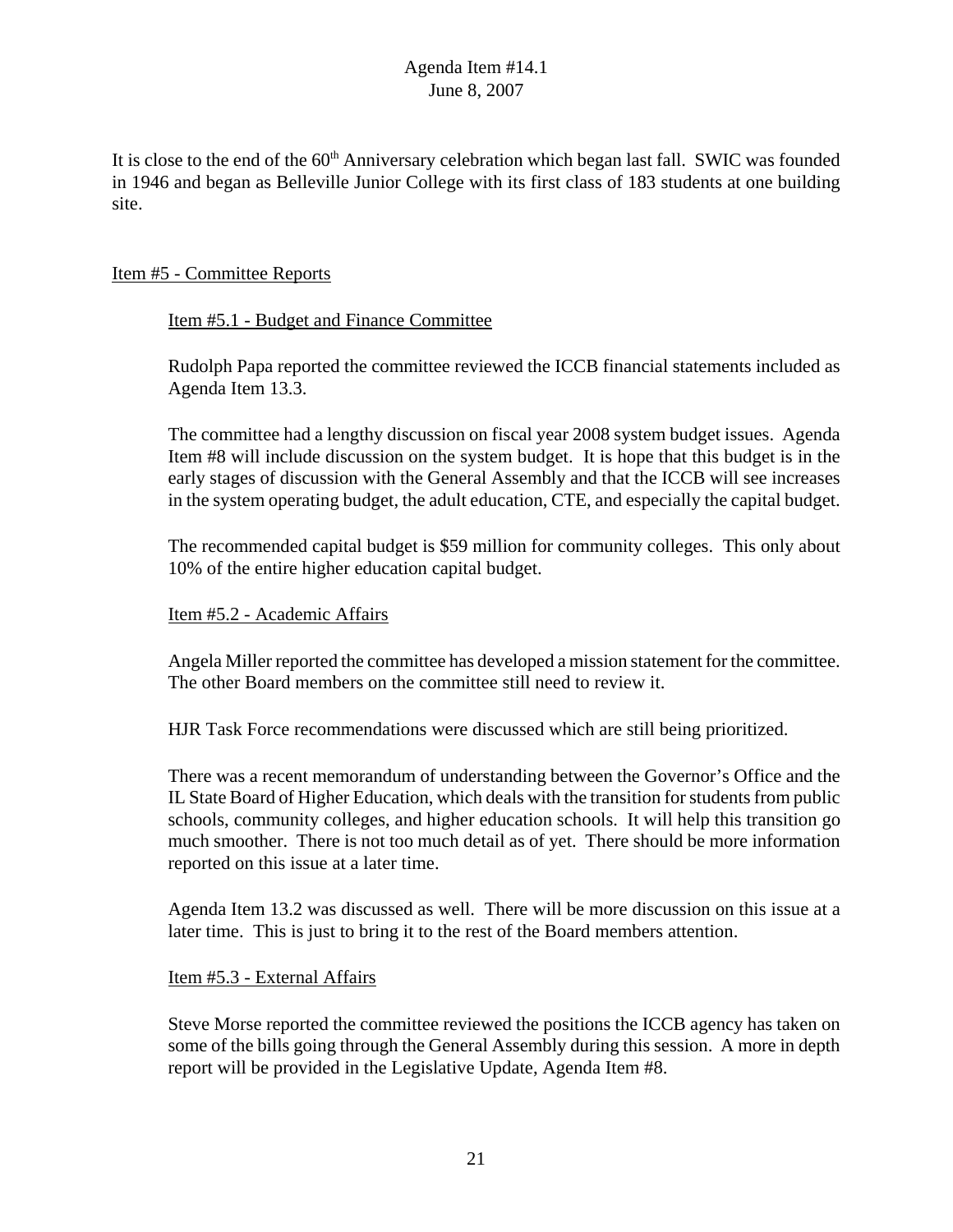It is close to the end of the 60th Anniversary celebration which began last fall. SWIC was founded in 1946 and began as Belleville Junior College with its first class of 183 students at one building site.

## Item #5 - Committee Reports

### Item #5.1 - Budget and Finance Committee

Rudolph Papa reported the committee reviewed the ICCB financial statements included as Agenda Item 13.3.

The committee had a lengthy discussion on fiscal year 2008 system budget issues. Agenda Item #8 will include discussion on the system budget. It is hope that this budget is in the early stages of discussion with the General Assembly and that the ICCB will see increases in the system operating budget, the adult education, CTE, and especially the capital budget.

The recommended capital budget is $59 million for community colleges. This only about 10% of the entire higher education capital budget.

### Item #5.2 - Academic Affairs

Angela Miller reported the committee has developed a mission statement for the committee. The other Board members on the committee still need to review it.

HJR Task Force recommendations were discussed which are still being prioritized.

There was a recent memorandum of understanding between the Governor's Office and the IL State Board of Higher Education, which deals with the transition for students from public schools, community colleges, and higher education schools. It will help this transition go much smoother. There is not too much detail as of yet. There should be more information reported on this issue at a later time.

Agenda Item 13.2 was discussed as well. There will be more discussion on this issue at a later time. This is just to bring it to the rest of the Board members attention.

### Item #5.3 - External Affairs

Steve Morse reported the committee reviewed the positions the ICCB agency has taken on some of the bills going through the General Assembly during this session. A more in depth report will be provided in the Legislative Update, Agenda Item #8.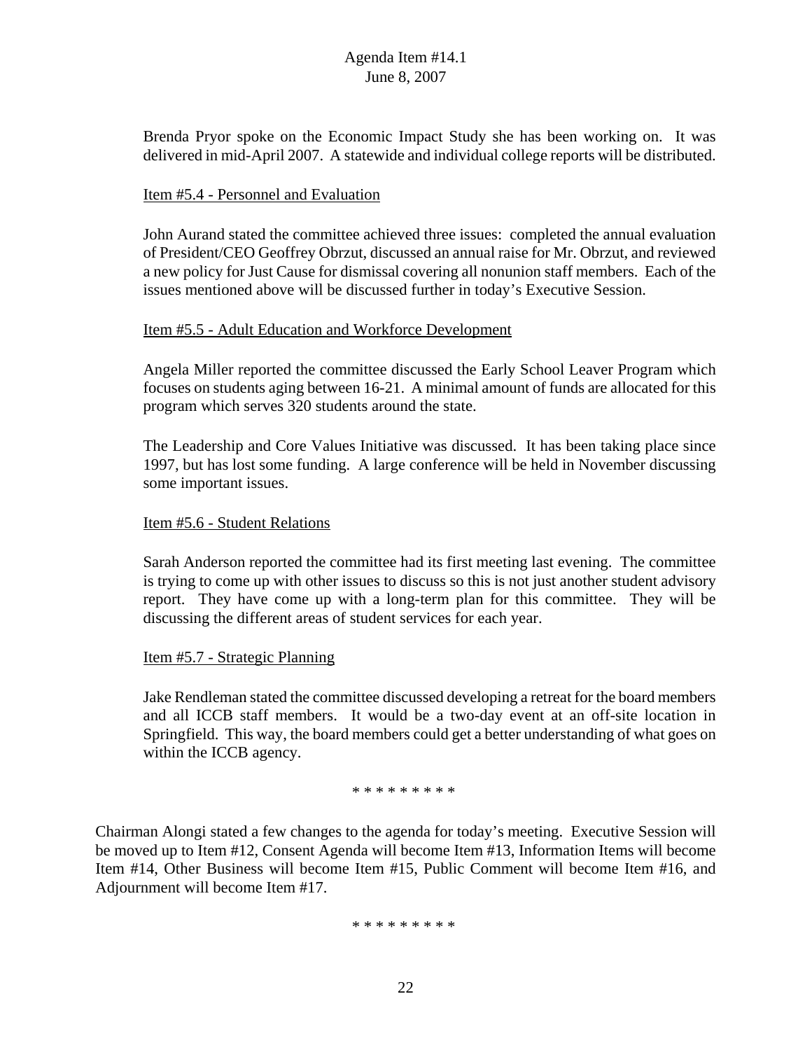Brenda Pryor spoke on the Economic Impact Study she has been working on. It was delivered in mid-April 2007. A statewide and individual college reports will be distributed.

Item #5.4 - Personnel and Evaluation

John Aurand stated the committee achieved three issues: completed the annual evaluation of President/CEO Geoffrey Obrzut, discussed an annual raise for Mr. Obrzut, and reviewed a new policy for Just Cause for dismissal covering all nonunion staff members. Each of the issues mentioned above will be discussed further in today's Executive Session.

Item #5.5 - Adult Education and Workforce Development

Angela Miller reported the committee discussed the Early School Leaver Program which focuses on students aging between 16-21. A minimal amount of funds are allocated for this program which serves 320 students around the state.

The Leadership and Core Values Initiative was discussed. It has been taking place since 1997, but has lost some funding. A large conference will be held in November discussing some important issues.

Item #5.6 - Student Relations

Sarah Anderson reported the committee had its first meeting last evening. The committee is trying to come up with other issues to discuss so this is not just another student advisory report. They have come up with a long-term plan for this committee. They will be discussing the different areas of student services for each year.

Item #5.7 - Strategic Planning

Jake Rendleman stated the committee discussed developing a retreat for the board members and all ICCB staff members. It would be a two-day event at an off-site location in Springfield. This way, the board members could get a better understanding of what goes on within the ICCB agency.

* * * * * * * * *

Chairman Alongi stated a few changes to the agenda for today's meeting. Executive Session will be moved up to Item #12, Consent Agenda will become Item #13, Information Items will become Item #14, Other Business will become Item #15, Public Comment will become Item #16, and Adjournment will become Item #17.

* * * * * * * * *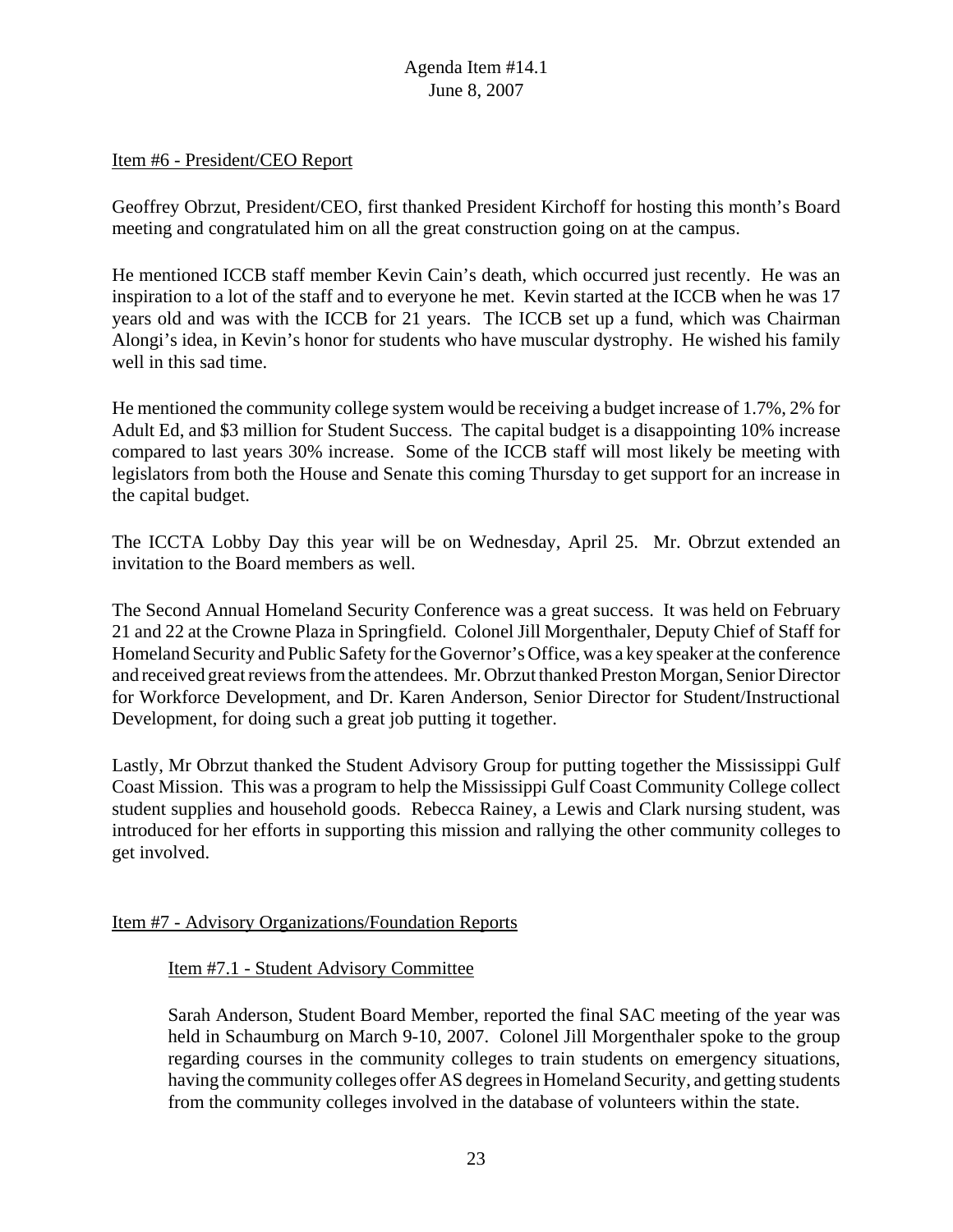Agenda Item #14.1
June 8, 2007

Item #6 - President/CEO Report

Geoffrey Obrzut, President/CEO, first thanked President Kirchoff for hosting this month's Board meeting and congratulated him on all the great construction going on at the campus.

He mentioned ICCB staff member Kevin Cain's death, which occurred just recently. He was an inspiration to a lot of the staff and to everyone he met. Kevin started at the ICCB when he was 17 years old and was with the ICCB for 21 years. The ICCB set up a fund, which was Chairman Alongi's idea, in Kevin's honor for students who have muscular dystrophy. He wished his family well in this sad time.

He mentioned the community college system would be receiving a budget increase of 1.7%, 2% for Adult Ed, and $3 million for Student Success. The capital budget is a disappointing 10% increase compared to last years 30% increase. Some of the ICCB staff will most likely be meeting with legislators from both the House and Senate this coming Thursday to get support for an increase in the capital budget.

The ICCTA Lobby Day this year will be on Wednesday, April 25. Mr. Obrzut extended an invitation to the Board members as well.

The Second Annual Homeland Security Conference was a great success. It was held on February 21 and 22 at the Crowne Plaza in Springfield. Colonel Jill Morgenthaler, Deputy Chief of Staff for Homeland Security and Public Safety for the Governor's Office, was a key speaker at the conference and received great reviews from the attendees. Mr. Obrzut thanked Preston Morgan, Senior Director for Workforce Development, and Dr. Karen Anderson, Senior Director for Student/Instructional Development, for doing such a great job putting it together.

Lastly, Mr Obrzut thanked the Student Advisory Group for putting together the Mississippi Gulf Coast Mission. This was a program to help the Mississippi Gulf Coast Community College collect student supplies and household goods. Rebecca Rainey, a Lewis and Clark nursing student, was introduced for her efforts in supporting this mission and rallying the other community colleges to get involved.

Item #7 - Advisory Organizations/Foundation Reports

Item #7.1 - Student Advisory Committee

Sarah Anderson, Student Board Member, reported the final SAC meeting of the year was held in Schaumburg on March 9-10, 2007. Colonel Jill Morgenthaler spoke to the group regarding courses in the community colleges to train students on emergency situations, having the community colleges offer AS degrees in Homeland Security, and getting students from the community colleges involved in the database of volunteers within the state.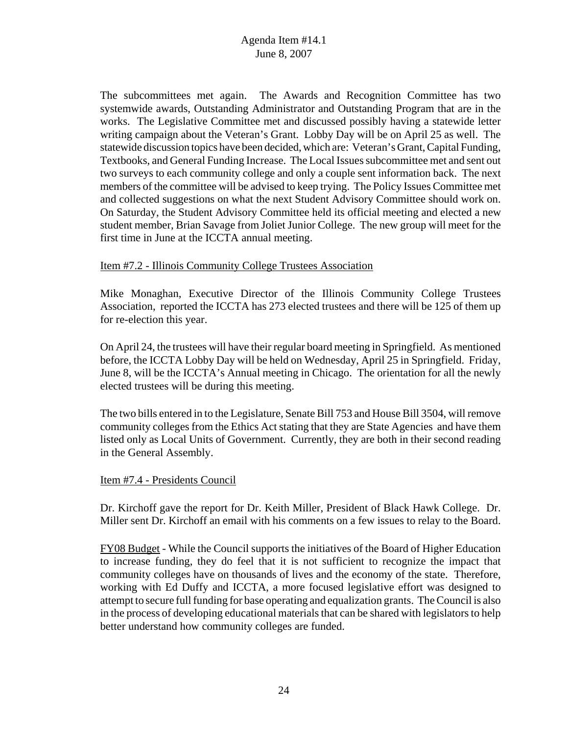The subcommittees met again. The Awards and Recognition Committee has two systemwide awards, Outstanding Administrator and Outstanding Program that are in the works. The Legislative Committee met and discussed possibly having a statewide letter writing campaign about the Veteran's Grant. Lobby Day will be on April 25 as well. The statewide discussion topics have been decided, which are: Veteran's Grant, Capital Funding, Textbooks, and General Funding Increase. The Local Issues subcommittee met and sent out two surveys to each community college and only a couple sent information back. The next members of the committee will be advised to keep trying. The Policy Issues Committee met and collected suggestions on what the next Student Advisory Committee should work on. On Saturday, the Student Advisory Committee held its official meeting and elected a new student member, Brian Savage from Joliet Junior College. The new group will meet for the first time in June at the ICCTA annual meeting.

<u>Item #7.2 - Illinois Community College Trustees Association</u>

Mike Monaghan, Executive Director of the Illinois Community College Trustees Association, reported the ICCTA has 273 elected trustees and there will be 125 of them up for re-election this year.

On April 24, the trustees will have their regular board meeting in Springfield. As mentioned before, the ICCTA Lobby Day will be held on Wednesday, April 25 in Springfield. Friday, June 8, will be the ICCTA's Annual meeting in Chicago. The orientation for all the newly elected trustees will be during this meeting.

The two bills entered in to the Legislature, Senate Bill 753 and House Bill 3504, will remove community colleges from the Ethics Act stating that they are State Agencies and have them listed only as Local Units of Government. Currently, they are both in their second reading in the General Assembly.

<u>Item #7.4 - Presidents Council</u>

Dr. Kirchoff gave the report for Dr. Keith Miller, President of Black Hawk College. Dr. Miller sent Dr. Kirchoff an email with his comments on a few issues to relay to the Board.

<u>FY08 Budget</u> - While the Council supports the initiatives of the Board of Higher Education to increase funding, they do feel that it is not sufficient to recognize the impact that community colleges have on thousands of lives and the economy of the state. Therefore, working with Ed Duffy and ICCTA, a more focused legislative effort was designed to attempt to secure full funding for base operating and equalization grants. The Council is also in the process of developing educational materials that can be shared with legislators to help better understand how community colleges are funded.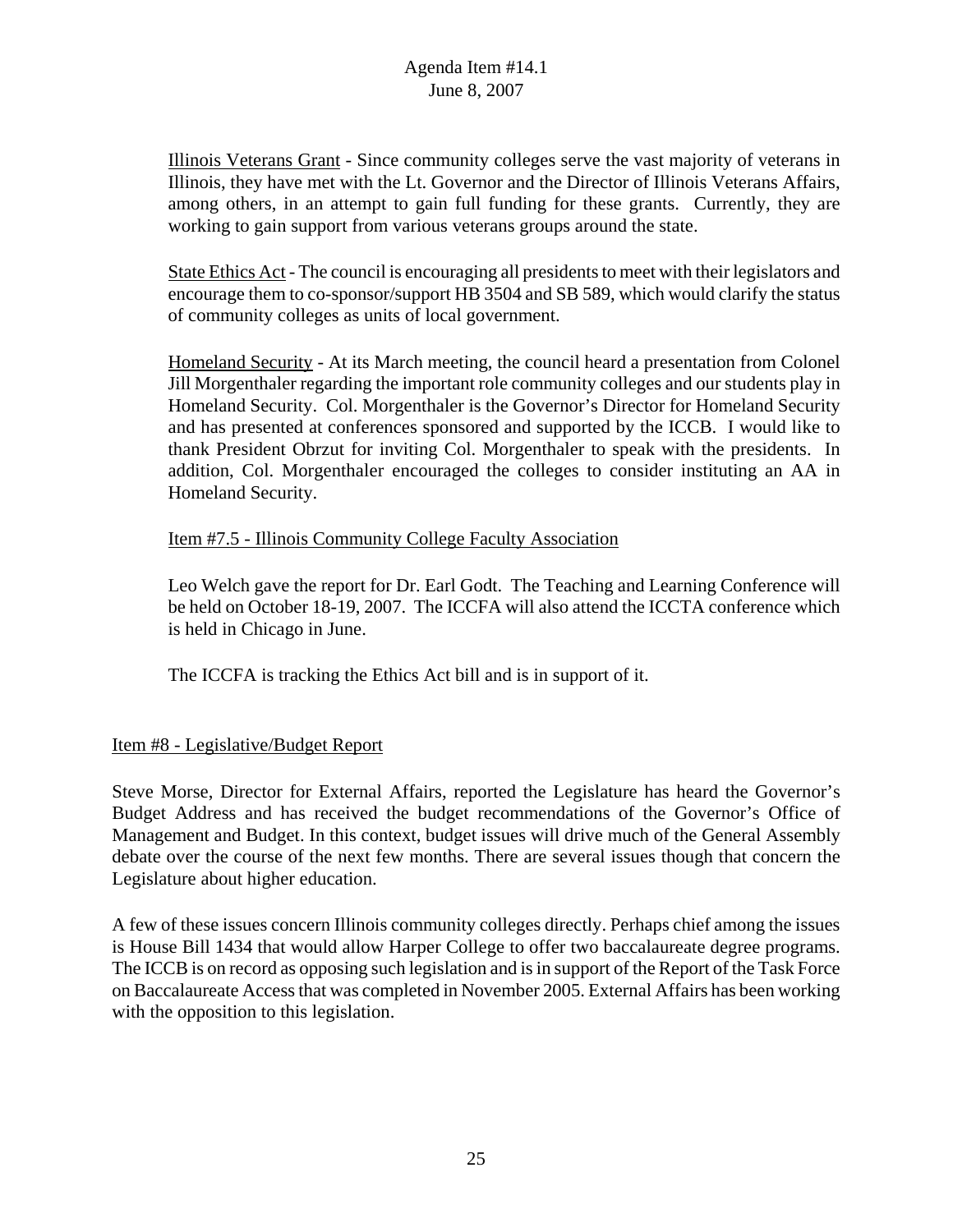Illinois Veterans Grant - Since community colleges serve the vast majority of veterans in Illinois, they have met with the Lt. Governor and the Director of Illinois Veterans Affairs, among others, in an attempt to gain full funding for these grants. Currently, they are working to gain support from various veterans groups around the state.

State Ethics Act - The council is encouraging all presidents to meet with their legislators and encourage them to co-sponsor/support HB 3504 and SB 589, which would clarify the status of community colleges as units of local government.

Homeland Security - At its March meeting, the council heard a presentation from Colonel Jill Morgenthaler regarding the important role community colleges and our students play in Homeland Security. Col. Morgenthaler is the Governor's Director for Homeland Security and has presented at conferences sponsored and supported by the ICCB. I would like to thank President Obrzut for inviting Col. Morgenthaler to speak with the presidents. In addition, Col. Morgenthaler encouraged the colleges to consider instituting an AA in Homeland Security.

Item #7.5 - Illinois Community College Faculty Association

Leo Welch gave the report for Dr. Earl Godt. The Teaching and Learning Conference will be held on October 18-19, 2007. The ICCFA will also attend the ICCTA conference which is held in Chicago in June.

The ICCFA is tracking the Ethics Act bill and is in support of it.

Item #8 - Legislative/Budget Report

Steve Morse, Director for External Affairs, reported the Legislature has heard the Governor's Budget Address and has received the budget recommendations of the Governor's Office of Management and Budget. In this context, budget issues will drive much of the General Assembly debate over the course of the next few months. There are several issues though that concern the Legislature about higher education.

A few of these issues concern Illinois community colleges directly. Perhaps chief among the issues is House Bill 1434 that would allow Harper College to offer two baccalaureate degree programs. The ICCB is on record as opposing such legislation and is in support of the Report of the Task Force on Baccalaureate Access that was completed in November 2005. External Affairs has been working with the opposition to this legislation.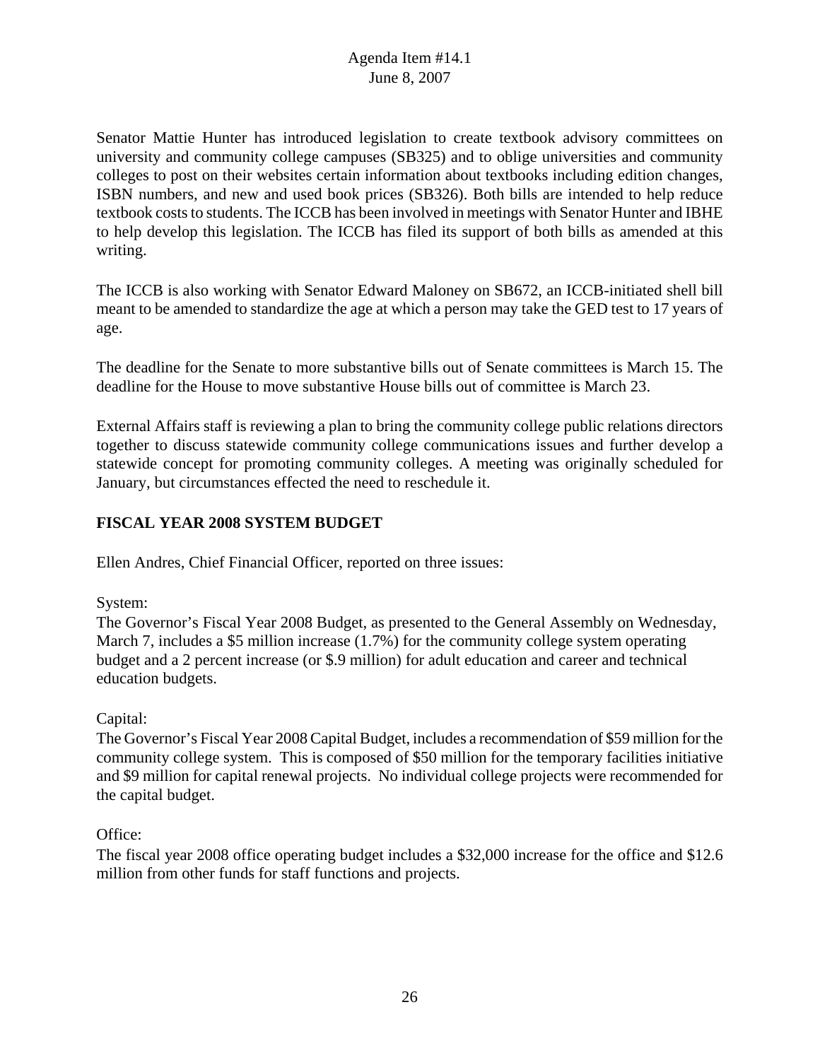Senator Mattie Hunter has introduced legislation to create textbook advisory committees on university and community college campuses (SB325) and to oblige universities and community colleges to post on their websites certain information about textbooks including edition changes, ISBN numbers, and new and used book prices (SB326). Both bills are intended to help reduce textbook costs to students. The ICCB has been involved in meetings with Senator Hunter and IBHE to help develop this legislation. The ICCB has filed its support of both bills as amended at this writing.

The ICCB is also working with Senator Edward Maloney on SB672, an ICCB-initiated shell bill meant to be amended to standardize the age at which a person may take the GED test to 17 years of age.

The deadline for the Senate to more substantive bills out of Senate committees is March 15. The deadline for the House to move substantive House bills out of committee is March 23.

External Affairs staff is reviewing a plan to bring the community college public relations directors together to discuss statewide community college communications issues and further develop a statewide concept for promoting community colleges. A meeting was originally scheduled for January, but circumstances effected the need to reschedule it.

**FISCAL YEAR 2008 SYSTEM BUDGET**

Ellen Andres, Chief Financial Officer, reported on three issues:

System:
The Governor's Fiscal Year 2008 Budget, as presented to the General Assembly on Wednesday, March 7, includes a $5 million increase (1.7%) for the community college system operating budget and a 2 percent increase (or $.9 million) for adult education and career and technical education budgets.

Capital:
The Governor's Fiscal Year 2008 Capital Budget, includes a recommendation of $59 million for the community college system. This is composed of $50 million for the temporary facilities initiative and $9 million for capital renewal projects. No individual college projects were recommended for the capital budget.

Office:
The fiscal year 2008 office operating budget includes a $32,000 increase for the office and $12.6 million from other funds for staff functions and projects.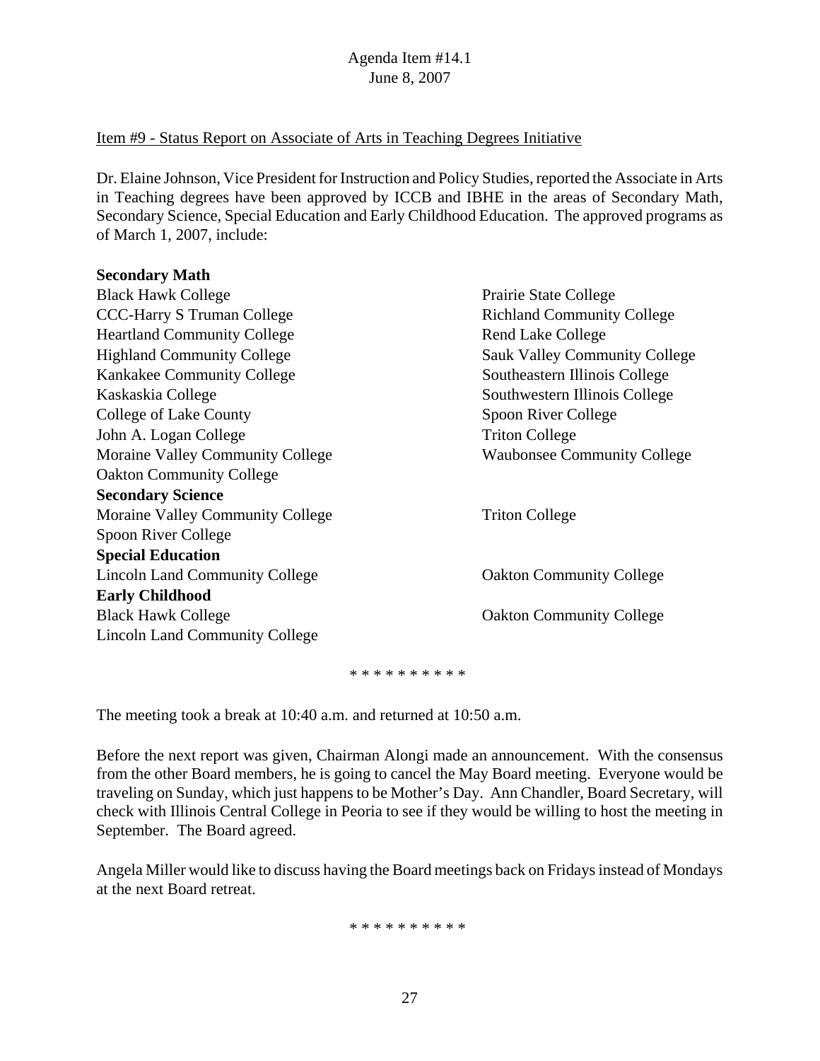Agenda Item #14.1
June 8, 2007

Item #9 - Status Report on Associate of Arts in Teaching Degrees Initiative

Dr. Elaine Johnson, Vice President for Instruction and Policy Studies, reported the Associate in Arts in Teaching degrees have been approved by ICCB and IBHE in the areas of Secondary Math, Secondary Science, Special Education and Early Childhood Education. The approved programs as of March 1, 2007, include:

**Secondary Math**

Black Hawk College
CCC-Harry S Truman College
Heartland Community College
Highland Community College
Kankakee Community College
Kaskaskia College
College of Lake County
John A. Logan College
Moraine Valley Community College
Oakton Community College
Prairie State College
Richland Community College
Rend Lake College
Sauk Valley Community College
Southeastern Illinois College
Southwestern Illinois College
Spoon River College
Triton College
Waubonsee Community College

**Secondary Science**

Moraine Valley Community College
Spoon River College
Triton College

**Special Education**

Lincoln Land Community College
Oakton Community College

**Early Childhood**

Black Hawk College
Lincoln Land Community College
Oakton Community College

* * * * * * * * * *

The meeting took a break at 10:40 a.m. and returned at 10:50 a.m.

Before the next report was given, Chairman Alongi made an announcement. With the consensus from the other Board members, he is going to cancel the May Board meeting. Everyone would be traveling on Sunday, which just happens to be Mother's Day. Ann Chandler, Board Secretary, will check with Illinois Central College in Peoria to see if they would be willing to host the meeting in September. The Board agreed.

Angela Miller would like to discuss having the Board meetings back on Fridays instead of Mondays at the next Board retreat.

* * * * * * * * * *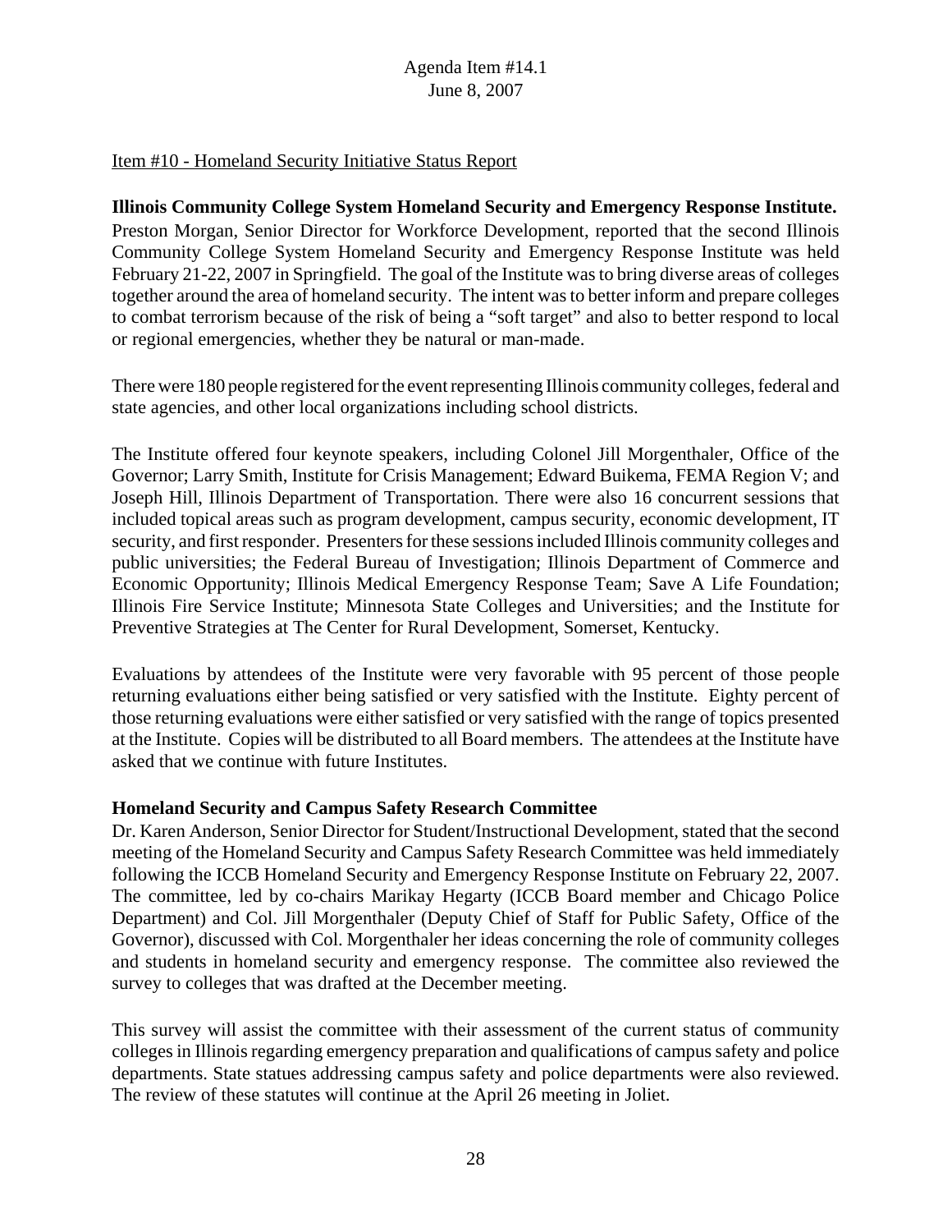Agenda Item #14.1
June 8, 2007

Item #10 - Homeland Security Initiative Status Report

**Illinois Community College System Homeland Security and Emergency Response Institute.** Preston Morgan, Senior Director for Workforce Development, reported that the second Illinois Community College System Homeland Security and Emergency Response Institute was held February 21-22, 2007 in Springfield. The goal of the Institute was to bring diverse areas of colleges together around the area of homeland security. The intent was to better inform and prepare colleges to combat terrorism because of the risk of being a "soft target" and also to better respond to local or regional emergencies, whether they be natural or man-made.

There were 180 people registered for the event representing Illinois community colleges, federal and state agencies, and other local organizations including school districts.

The Institute offered four keynote speakers, including Colonel Jill Morgenthaler, Office of the Governor; Larry Smith, Institute for Crisis Management; Edward Buikema, FEMA Region V; and Joseph Hill, Illinois Department of Transportation. There were also 16 concurrent sessions that included topical areas such as program development, campus security, economic development, IT security, and first responder. Presenters for these sessions included Illinois community colleges and public universities; the Federal Bureau of Investigation; Illinois Department of Commerce and Economic Opportunity; Illinois Medical Emergency Response Team; Save A Life Foundation; Illinois Fire Service Institute; Minnesota State Colleges and Universities; and the Institute for Preventive Strategies at The Center for Rural Development, Somerset, Kentucky.

Evaluations by attendees of the Institute were very favorable with 95 percent of those people returning evaluations either being satisfied or very satisfied with the Institute. Eighty percent of those returning evaluations were either satisfied or very satisfied with the range of topics presented at the Institute. Copies will be distributed to all Board members. The attendees at the Institute have asked that we continue with future Institutes.

**Homeland Security and Campus Safety Research Committee**

Dr. Karen Anderson, Senior Director for Student/Instructional Development, stated that the second meeting of the Homeland Security and Campus Safety Research Committee was held immediately following the ICCB Homeland Security and Emergency Response Institute on February 22, 2007. The committee, led by co-chairs Marikay Hegarty (ICCB Board member and Chicago Police Department) and Col. Jill Morgenthaler (Deputy Chief of Staff for Public Safety, Office of the Governor), discussed with Col. Morgenthaler her ideas concerning the role of community colleges and students in homeland security and emergency response. The committee also reviewed the survey to colleges that was drafted at the December meeting.

This survey will assist the committee with their assessment of the current status of community colleges in Illinois regarding emergency preparation and qualifications of campus safety and police departments. State statues addressing campus safety and police departments were also reviewed. The review of these statutes will continue at the April 26 meeting in Joliet.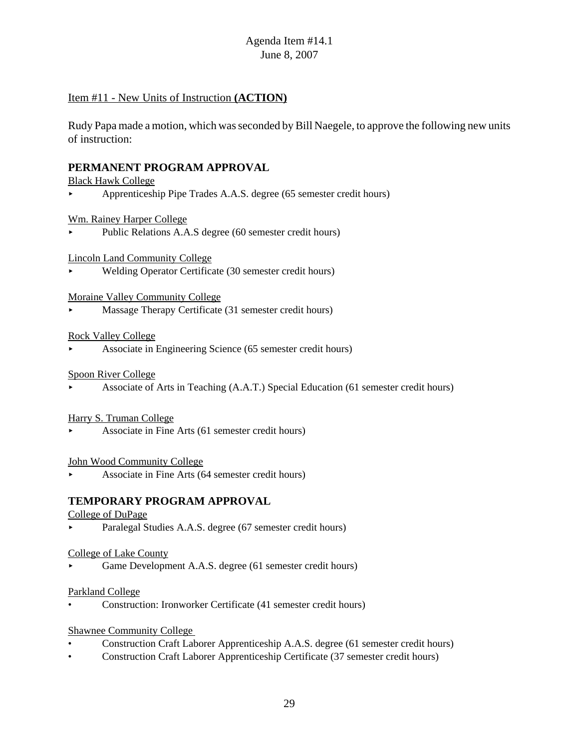Agenda Item #14.1
June 8, 2007

Item #11 - New Units of Instruction **(ACTION)**

Rudy Papa made a motion, which was seconded by Bill Naegele, to approve the following new units of instruction:

## PERMANENT PROGRAM APPROVAL

Black Hawk College
- Apprenticeship Pipe Trades A.A.S. degree (65 semester credit hours)

Wm. Rainey Harper College
- Public Relations A.A.S degree (60 semester credit hours)

Lincoln Land Community College
- Welding Operator Certificate (30 semester credit hours)

Moraine Valley Community College
- Massage Therapy Certificate (31 semester credit hours)

Rock Valley College
- Associate in Engineering Science (65 semester credit hours)

Spoon River College
- Associate of Arts in Teaching (A.A.T.) Special Education (61 semester credit hours)

Harry S. Truman College
- Associate in Fine Arts (61 semester credit hours)

John Wood Community College
- Associate in Fine Arts (64 semester credit hours)

## TEMPORARY PROGRAM APPROVAL

College of DuPage
- Paralegal Studies A.A.S. degree (67 semester credit hours)

College of Lake County
- Game Development A.A.S. degree (61 semester credit hours)

Parkland College
- Construction: Ironworker Certificate (41 semester credit hours)

Shawnee Community College
- Construction Craft Laborer Apprenticeship A.A.S. degree (61 semester credit hours)
- Construction Craft Laborer Apprenticeship Certificate (37 semester credit hours)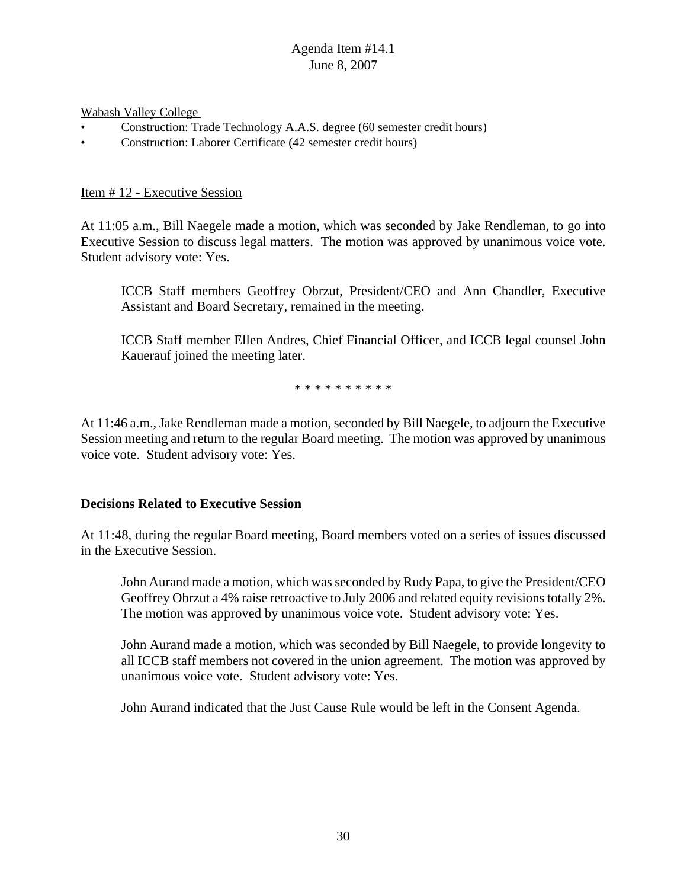Wabash Valley College

- Construction: Trade Technology A.A.S. degree (60 semester credit hours)
- Construction: Laborer Certificate (42 semester credit hours)

Item # 12 - Executive Session

At 11:05 a.m., Bill Naegele made a motion, which was seconded by Jake Rendleman, to go into Executive Session to discuss legal matters. The motion was approved by unanimous voice vote. Student advisory vote: Yes.

> ICCB Staff members Geoffrey Obrzut, President/CEO and Ann Chandler, Executive Assistant and Board Secretary, remained in the meeting.
>
> ICCB Staff member Ellen Andres, Chief Financial Officer, and ICCB legal counsel John Kauerauf joined the meeting later.

* * * * * * * * * *

At 11:46 a.m., Jake Rendleman made a motion, seconded by Bill Naegele, to adjourn the Executive Session meeting and return to the regular Board meeting. The motion was approved by unanimous voice vote. Student advisory vote: Yes.

**Decisions Related to Executive Session**

At 11:48, during the regular Board meeting, Board members voted on a series of issues discussed in the Executive Session.

> John Aurand made a motion, which was seconded by Rudy Papa, to give the President/CEO Geoffrey Obrzut a 4% raise retroactive to July 2006 and related equity revisions totally 2%. The motion was approved by unanimous voice vote. Student advisory vote: Yes.
>
> John Aurand made a motion, which was seconded by Bill Naegele, to provide longevity to all ICCB staff members not covered in the union agreement. The motion was approved by unanimous voice vote. Student advisory vote: Yes.
>
> John Aurand indicated that the Just Cause Rule would be left in the Consent Agenda.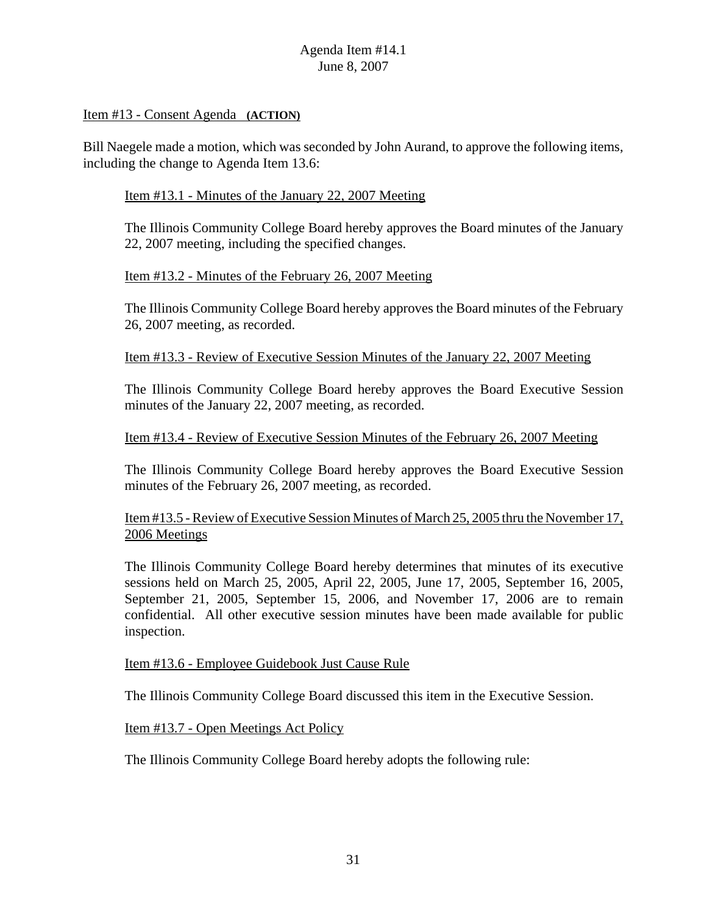Item #13 - Consent Agenda **(ACTION)**

Bill Naegele made a motion, which was seconded by John Aurand, to approve the following items, including the change to Agenda Item 13.6:

Item #13.1 - Minutes of the January 22, 2007 Meeting

The Illinois Community College Board hereby approves the Board minutes of the January 22, 2007 meeting, including the specified changes.

Item #13.2 - Minutes of the February 26, 2007 Meeting

The Illinois Community College Board hereby approves the Board minutes of the February 26, 2007 meeting, as recorded.

Item #13.3 - Review of Executive Session Minutes of the January 22, 2007 Meeting

The Illinois Community College Board hereby approves the Board Executive Session minutes of the January 22, 2007 meeting, as recorded.

Item #13.4 - Review of Executive Session Minutes of the February 26, 2007 Meeting

The Illinois Community College Board hereby approves the Board Executive Session minutes of the February 26, 2007 meeting, as recorded.

Item #13.5 - Review of Executive Session Minutes of March 25, 2005 thru the November 17, 2006 Meetings

The Illinois Community College Board hereby determines that minutes of its executive sessions held on March 25, 2005, April 22, 2005, June 17, 2005, September 16, 2005, September 21, 2005, September 15, 2006, and November 17, 2006 are to remain confidential. All other executive session minutes have been made available for public inspection.

Item #13.6 - Employee Guidebook Just Cause Rule

The Illinois Community College Board discussed this item in the Executive Session.

Item #13.7 - Open Meetings Act Policy

The Illinois Community College Board hereby adopts the following rule: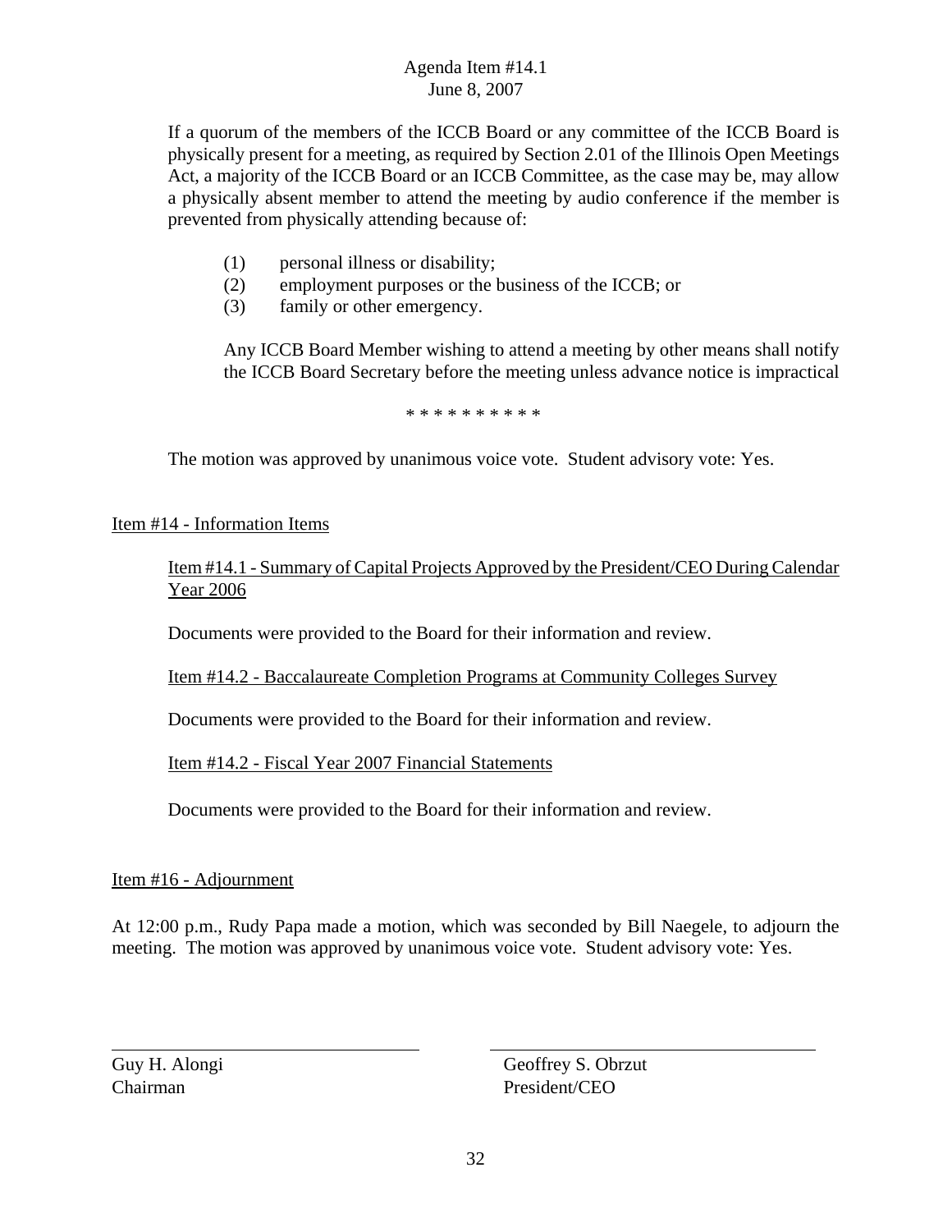If a quorum of the members of the ICCB Board or any committee of the ICCB Board is physically present for a meeting, as required by Section 2.01 of the Illinois Open Meetings Act, a majority of the ICCB Board or an ICCB Committee, as the case may be, may allow a physically absent member to attend the meeting by audio conference if the member is prevented from physically attending because of:

(1) personal illness or disability;
(2) employment purposes or the business of the ICCB; or
(3) family or other emergency.

Any ICCB Board Member wishing to attend a meeting by other means shall notify the ICCB Board Secretary before the meeting unless advance notice is impractical

\* \* \* \* \* \* \* \* \* \*

The motion was approved by unanimous voice vote. Student advisory vote: Yes.

Item #14 - Information Items

Item #14.1 - Summary of Capital Projects Approved by the President/CEO During Calendar Year 2006

Documents were provided to the Board for their information and review.

Item #14.2 - Baccalaureate Completion Programs at Community Colleges Survey

Documents were provided to the Board for their information and review.

Item #14.2 - Fiscal Year 2007 Financial Statements

Documents were provided to the Board for their information and review.

Item #16 - Adjournment

At 12:00 p.m., Rudy Papa made a motion, which was seconded by Bill Naegele, to adjourn the meeting. The motion was approved by unanimous voice vote. Student advisory vote: Yes.

Guy H. Alongi
Chairman

Geoffrey S. Obrzut
President/CEO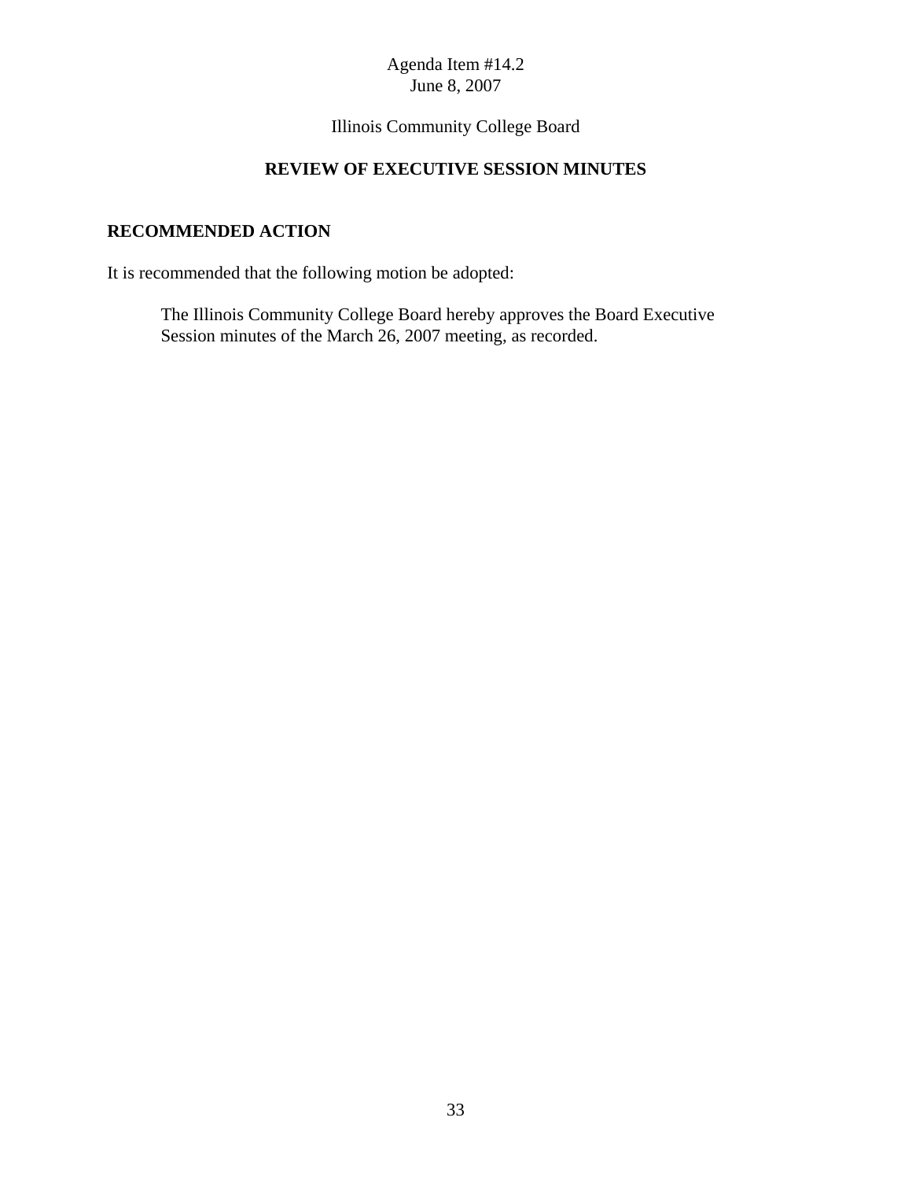Agenda Item #14.2
June 8, 2007

Illinois Community College Board

## REVIEW OF EXECUTIVE SESSION MINUTES

### RECOMMENDED ACTION

It is recommended that the following motion be adopted:

> The Illinois Community College Board hereby approves the Board Executive Session minutes of the March 26, 2007 meeting, as recorded.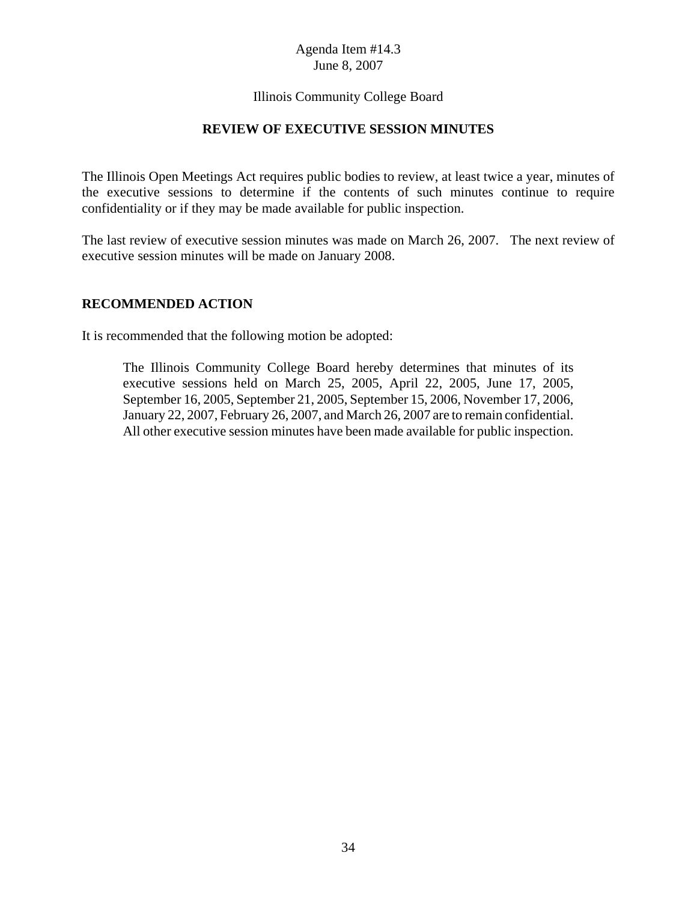Agenda Item #14.3
June 8, 2007

Illinois Community College Board

## REVIEW OF EXECUTIVE SESSION MINUTES

The Illinois Open Meetings Act requires public bodies to review, at least twice a year, minutes of the executive sessions to determine if the contents of such minutes continue to require confidentiality or if they may be made available for public inspection.

The last review of executive session minutes was made on March 26, 2007. The next review of executive session minutes will be made on January 2008.

### RECOMMENDED ACTION

It is recommended that the following motion be adopted:

> The Illinois Community College Board hereby determines that minutes of its executive sessions held on March 25, 2005, April 22, 2005, June 17, 2005, September 16, 2005, September 21, 2005, September 15, 2006, November 17, 2006, January 22, 2007, February 26, 2007, and March 26, 2007 are to remain confidential. All other executive session minutes have been made available for public inspection.